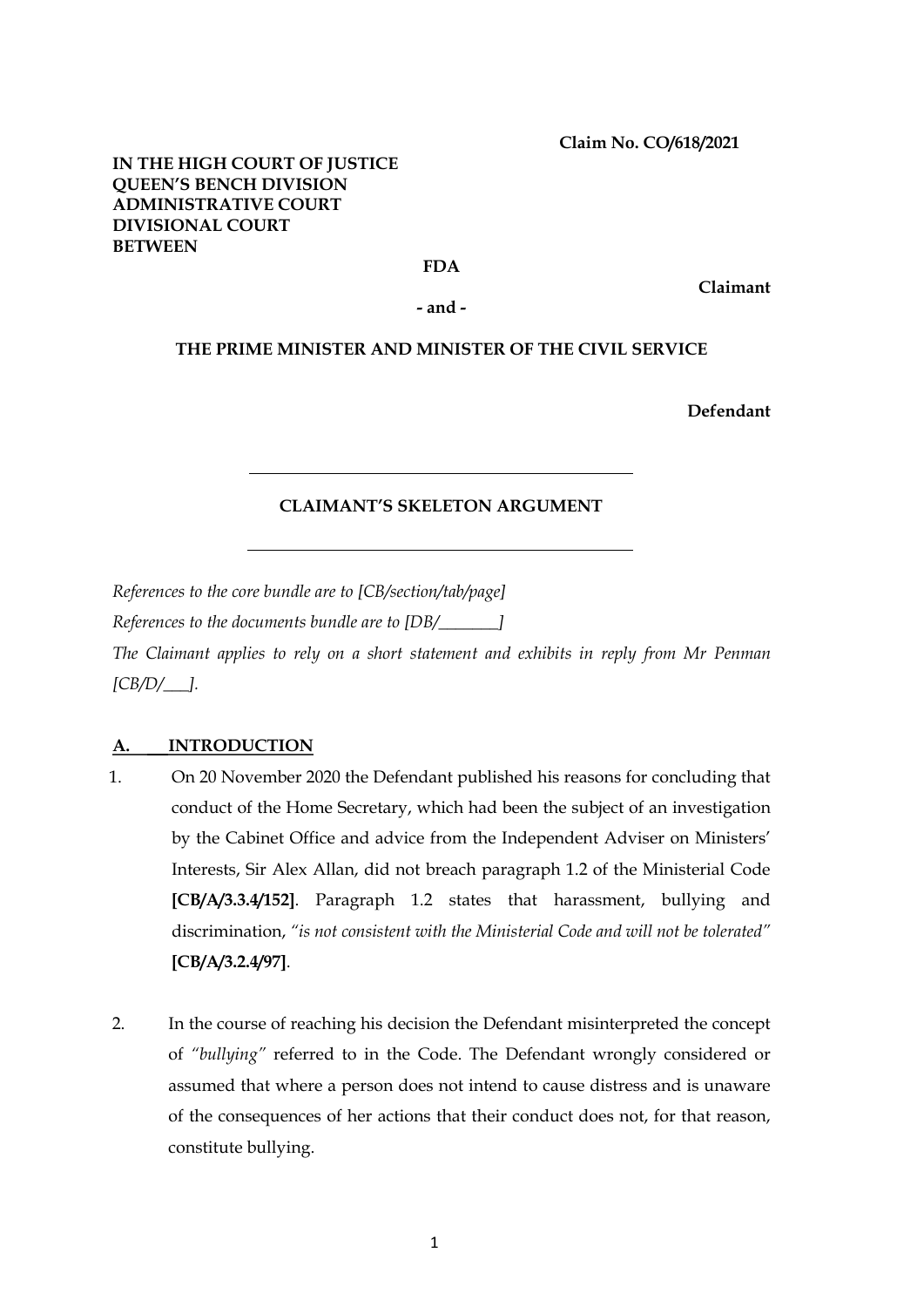**Claim No. CO/618/2021**

**IN THE HIGH COURT OF JUSTICE**
**QUEEN'S BENCH DIVISION**
**ADMINISTRATIVE COURT**
**DIVISIONAL COURT**
**BETWEEN**

**FDA**

**Claimant**

**- and -**

**THE PRIME MINISTER AND MINISTER OF THE CIVIL SERVICE**

**Defendant**

---

**CLAIMANT'S SKELETON ARGUMENT**

---

*References to the core bundle are to [CB/section/tab/page]*

*References to the documents bundle are to [DB/_______]*

*The Claimant applies to rely on a short statement and exhibits in reply from Mr Penman [CB/D/___].*

## A. INTRODUCTION

1. On 20 November 2020 the Defendant published his reasons for concluding that conduct of the Home Secretary, which had been the subject of an investigation by the Cabinet Office and advice from the Independent Adviser on Ministers' Interests, Sir Alex Allan, did not breach paragraph 1.2 of the Ministerial Code **[CB/A/3.3.4/152]**. Paragraph 1.2 states that harassment, bullying and discrimination, *"is not consistent with the Ministerial Code and will not be tolerated"* **[CB/A/3.2.4/97]**.

2. In the course of reaching his decision the Defendant misinterpreted the concept of *"bullying"* referred to in the Code. The Defendant wrongly considered or assumed that where a person does not intend to cause distress and is unaware of the consequences of her actions that their conduct does not, for that reason, constitute bullying.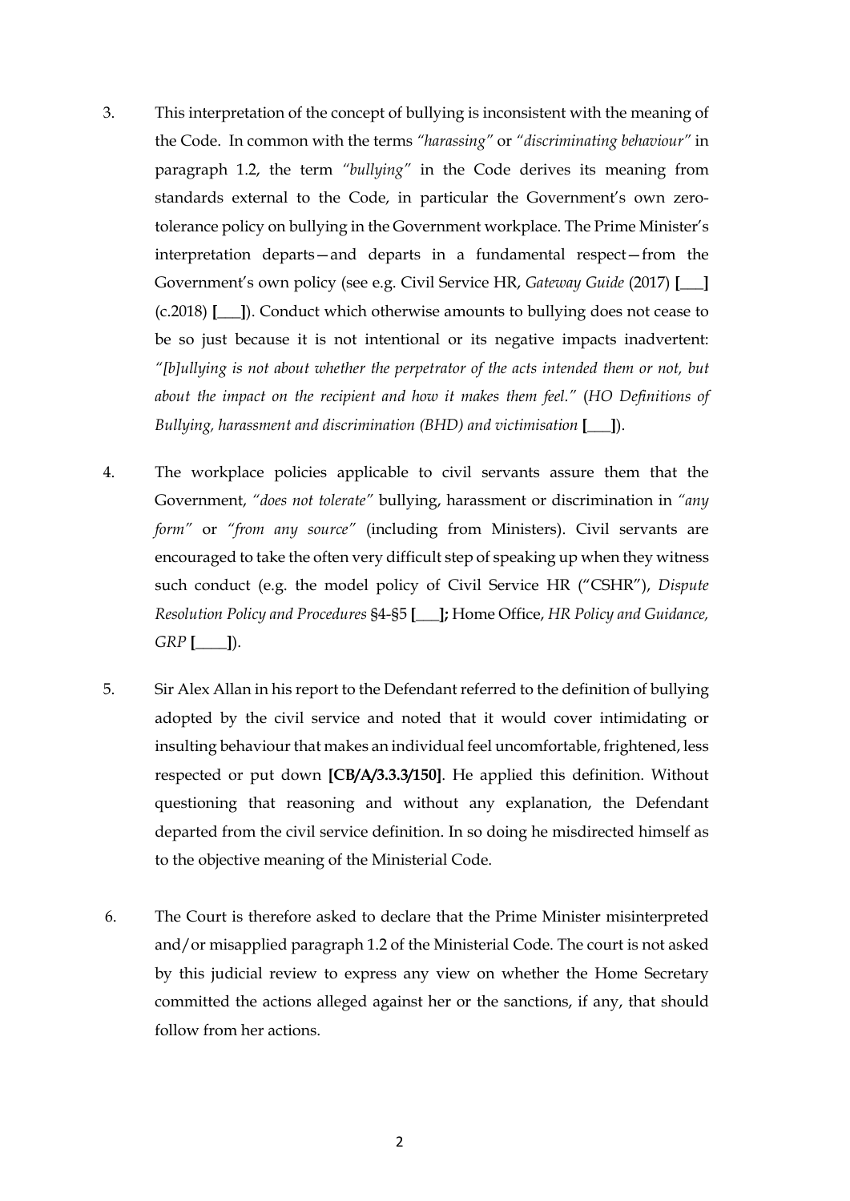3. This interpretation of the concept of bullying is inconsistent with the meaning of the Code. In common with the terms *"harassing"* or *"discriminating behaviour"* in paragraph 1.2, the term *"bullying"* in the Code derives its meaning from standards external to the Code, in particular the Government's own zero-tolerance policy on bullying in the Government workplace. The Prime Minister's interpretation departs—and departs in a fundamental respect—from the Government's own policy (see e.g. Civil Service HR, *Gateway Guide* (2017) **[___]** (c.2018) **[___]**). Conduct which otherwise amounts to bullying does not cease to be so just because it is not intentional or its negative impacts inadvertent: *"[b]ullying is not about whether the perpetrator of the acts intended them or not, but about the impact on the recipient and how it makes them feel."* (*HO Definitions of Bullying, harassment and discrimination (BHD) and victimisation* **[___]**).

4. The workplace policies applicable to civil servants assure them that the Government, *"does not tolerate"* bullying, harassment or discrimination in *"any form"* or *"from any source"* (including from Ministers). Civil servants are encouraged to take the often very difficult step of speaking up when they witness such conduct (e.g. the model policy of Civil Service HR ("CSHR"), *Dispute Resolution Policy and Procedures* §4-§5 **[___];** Home Office, *HR Policy and Guidance, GRP* **[____]**).

5. Sir Alex Allan in his report to the Defendant referred to the definition of bullying adopted by the civil service and noted that it would cover intimidating or insulting behaviour that makes an individual feel uncomfortable, frightened, less respected or put down **[CB/A/3.3.3/150]**. He applied this definition. Without questioning that reasoning and without any explanation, the Defendant departed from the civil service definition. In so doing he misdirected himself as to the objective meaning of the Ministerial Code.

6. The Court is therefore asked to declare that the Prime Minister misinterpreted and/or misapplied paragraph 1.2 of the Ministerial Code. The court is not asked by this judicial review to express any view on whether the Home Secretary committed the actions alleged against her or the sanctions, if any, that should follow from her actions.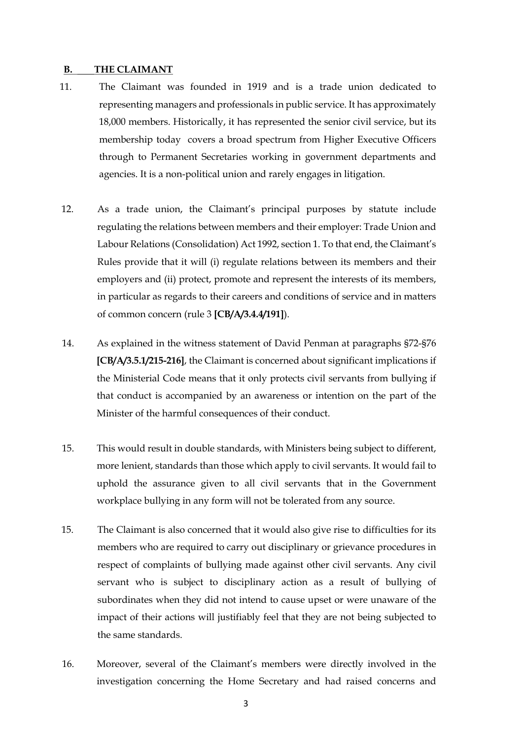## B. THE CLAIMANT

11. The Claimant was founded in 1919 and is a trade union dedicated to representing managers and professionals in public service. It has approximately 18,000 members. Historically, it has represented the senior civil service, but its membership today covers a broad spectrum from Higher Executive Officers through to Permanent Secretaries working in government departments and agencies. It is a non-political union and rarely engages in litigation.

12. As a trade union, the Claimant's principal purposes by statute include regulating the relations between members and their employer: Trade Union and Labour Relations (Consolidation) Act 1992, section 1. To that end, the Claimant's Rules provide that it will (i) regulate relations between its members and their employers and (ii) protect, promote and represent the interests of its members, in particular as regards to their careers and conditions of service and in matters of common concern (rule 3 **[CB/A/3.4.4/191]**).

14. As explained in the witness statement of David Penman at paragraphs §72-§76 **[CB/A/3.5.1/215-216]**, the Claimant is concerned about significant implications if the Ministerial Code means that it only protects civil servants from bullying if that conduct is accompanied by an awareness or intention on the part of the Minister of the harmful consequences of their conduct.

15. This would result in double standards, with Ministers being subject to different, more lenient, standards than those which apply to civil servants. It would fail to uphold the assurance given to all civil servants that in the Government workplace bullying in any form will not be tolerated from any source.

15. The Claimant is also concerned that it would also give rise to difficulties for its members who are required to carry out disciplinary or grievance procedures in respect of complaints of bullying made against other civil servants. Any civil servant who is subject to disciplinary action as a result of bullying of subordinates when they did not intend to cause upset or were unaware of the impact of their actions will justifiably feel that they are not being subjected to the same standards.

16. Moreover, several of the Claimant's members were directly involved in the investigation concerning the Home Secretary and had raised concerns and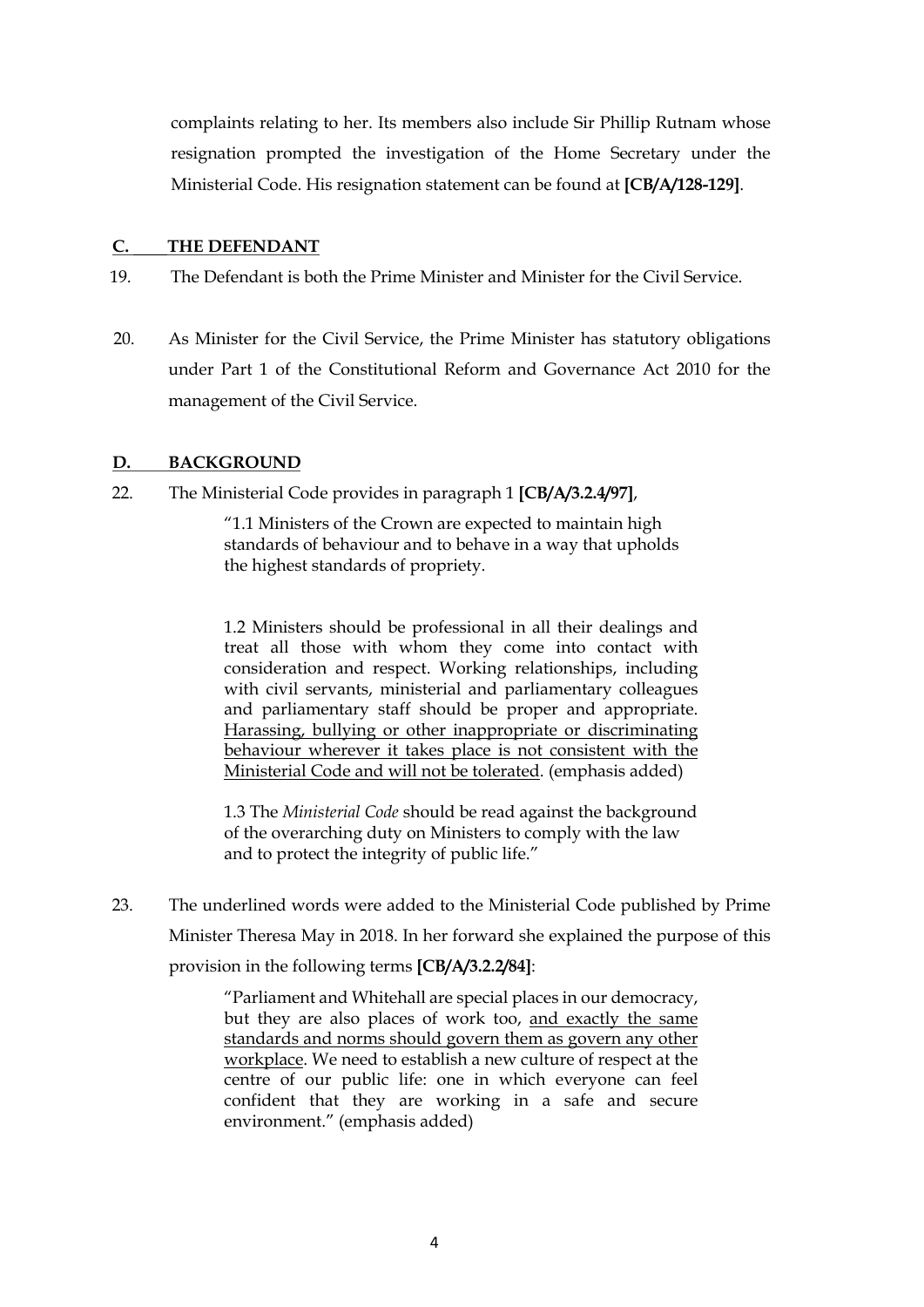complaints relating to her. Its members also include Sir Phillip Rutnam whose resignation prompted the investigation of the Home Secretary under the Ministerial Code. His resignation statement can be found at **[CB/A/128-129]**.

## C. THE DEFENDANT

19. The Defendant is both the Prime Minister and Minister for the Civil Service.

20. As Minister for the Civil Service, the Prime Minister has statutory obligations under Part 1 of the Constitutional Reform and Governance Act 2010 for the management of the Civil Service.

## D. BACKGROUND

22. The Ministerial Code provides in paragraph 1 **[CB/A/3.2.4/97]**,

> "1.1 Ministers of the Crown are expected to maintain high standards of behaviour and to behave in a way that upholds the highest standards of propriety.
>
> 1.2 Ministers should be professional in all their dealings and treat all those with whom they come into contact with consideration and respect. Working relationships, including with civil servants, ministerial and parliamentary colleagues and parliamentary staff should be proper and appropriate. <u>Harassing, bullying or other inappropriate or discriminating behaviour wherever it takes place is not consistent with the Ministerial Code and will not be tolerated</u>. (emphasis added)
>
> 1.3 The *Ministerial Code* should be read against the background of the overarching duty on Ministers to comply with the law and to protect the integrity of public life."

23. The underlined words were added to the Ministerial Code published by Prime Minister Theresa May in 2018. In her forward she explained the purpose of this provision in the following terms **[CB/A/3.2.2/84]**:

> "Parliament and Whitehall are special places in our democracy, but they are also places of work too, <u>and exactly the same standards and norms should govern them as govern any other workplace</u>. We need to establish a new culture of respect at the centre of our public life: one in which everyone can feel confident that they are working in a safe and secure environment." (emphasis added)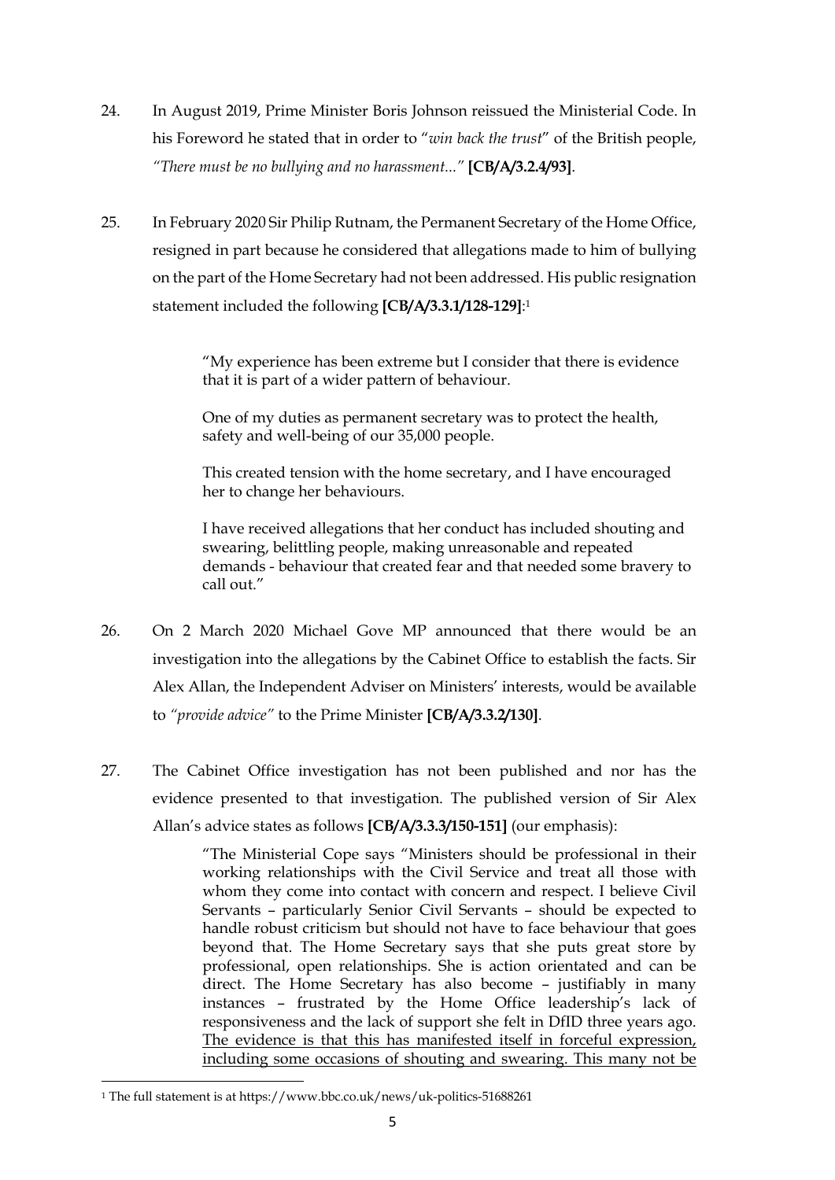24. In August 2019, Prime Minister Boris Johnson reissued the Ministerial Code. In his Foreword he stated that in order to "*win back the trust*" of the British people, *"There must be no bullying and no harassment..."* **[CB/A/3.2.4/93]**.

25. In February 2020 Sir Philip Rutnam, the Permanent Secretary of the Home Office, resigned in part because he considered that allegations made to him of bullying on the part of the Home Secretary had not been addressed. His public resignation statement included the following **[CB/A/3.3.1/128-129]**:[1]

> "My experience has been extreme but I consider that there is evidence that it is part of a wider pattern of behaviour.
>
> One of my duties as permanent secretary was to protect the health, safety and well-being of our 35,000 people.
>
> This created tension with the home secretary, and I have encouraged her to change her behaviours.
>
> I have received allegations that her conduct has included shouting and swearing, belittling people, making unreasonable and repeated demands - behaviour that created fear and that needed some bravery to call out."

26. On 2 March 2020 Michael Gove MP announced that there would be an investigation into the allegations by the Cabinet Office to establish the facts. Sir Alex Allan, the Independent Adviser on Ministers' interests, would be available to *"provide advice"* to the Prime Minister **[CB/A/3.3.2/130]**.

27. The Cabinet Office investigation has not been published and nor has the evidence presented to that investigation. The published version of Sir Alex Allan's advice states as follows **[CB/A/3.3.3/150-151]** (our emphasis):

> "The Ministerial Cope says "Ministers should be professional in their working relationships with the Civil Service and treat all those with whom they come into contact with concern and respect. I believe Civil Servants – particularly Senior Civil Servants – should be expected to handle robust criticism but should not have to face behaviour that goes beyond that. The Home Secretary says that she puts great store by professional, open relationships. She is action orientated and can be direct. The Home Secretary has also become – justifiably in many instances – frustrated by the Home Office leadership's lack of responsiveness and the lack of support she felt in DfID three years ago. <u>The evidence is that this has manifested itself in forceful expression, including some occasions of shouting and swearing. This many not be</u>

[1] The full statement is at https://www.bbc.co.uk/news/uk-politics-51688261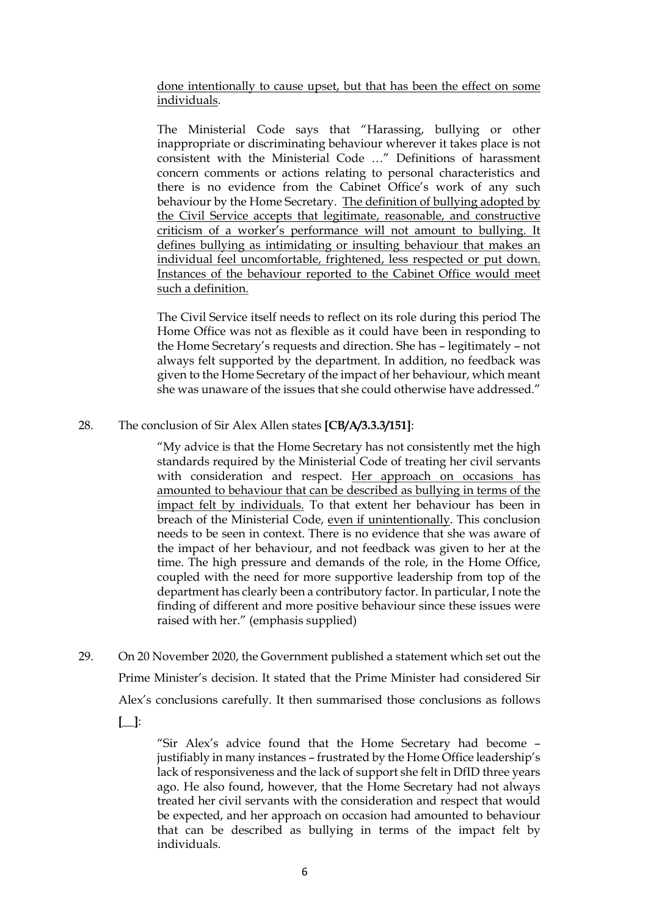<u>done intentionally to cause upset, but that has been the effect on some individuals</u>.

> The Ministerial Code says that "Harassing, bullying or other inappropriate or discriminating behaviour wherever it takes place is not consistent with the Ministerial Code …" Definitions of harassment concern comments or actions relating to personal characteristics and there is no evidence from the Cabinet Office's work of any such behaviour by the Home Secretary. <u>The definition of bullying adopted by the Civil Service accepts that legitimate, reasonable, and constructive criticism of a worker's performance will not amount to bullying. It defines bullying as intimidating or insulting behaviour that makes an individual feel uncomfortable, frightened, less respected or put down. Instances of the behaviour reported to the Cabinet Office would meet such a definition.</u>
>
> The Civil Service itself needs to reflect on its role during this period The Home Office was not as flexible as it could have been in responding to the Home Secretary's requests and direction. She has – legitimately – not always felt supported by the department. In addition, no feedback was given to the Home Secretary of the impact of her behaviour, which meant she was unaware of the issues that she could otherwise have addressed."

28. The conclusion of Sir Alex Allen states **[CB/A/3.3.3/151]**:

> "My advice is that the Home Secretary has not consistently met the high standards required by the Ministerial Code of treating her civil servants with consideration and respect. <u>Her approach on occasions has amounted to behaviour that can be described as bullying in terms of the impact felt by individuals.</u> To that extent her behaviour has been in breach of the Ministerial Code, <u>even if unintentionally</u>. This conclusion needs to be seen in context. There is no evidence that she was aware of the impact of her behaviour, and not feedback was given to her at the time. The high pressure and demands of the role, in the Home Office, coupled with the need for more supportive leadership from top of the department has clearly been a contributory factor. In particular, I note the finding of different and more positive behaviour since these issues were raised with her." (emphasis supplied)

29. On 20 November 2020, the Government published a statement which set out the Prime Minister's decision. It stated that the Prime Minister had considered Sir Alex's conclusions carefully. It then summarised those conclusions as follows **[__]**:

> "Sir Alex's advice found that the Home Secretary had become – justifiably in many instances – frustrated by the Home Office leadership's lack of responsiveness and the lack of support she felt in DfID three years ago. He also found, however, that the Home Secretary had not always treated her civil servants with the consideration and respect that would be expected, and her approach on occasion had amounted to behaviour that can be described as bullying in terms of the impact felt by individuals.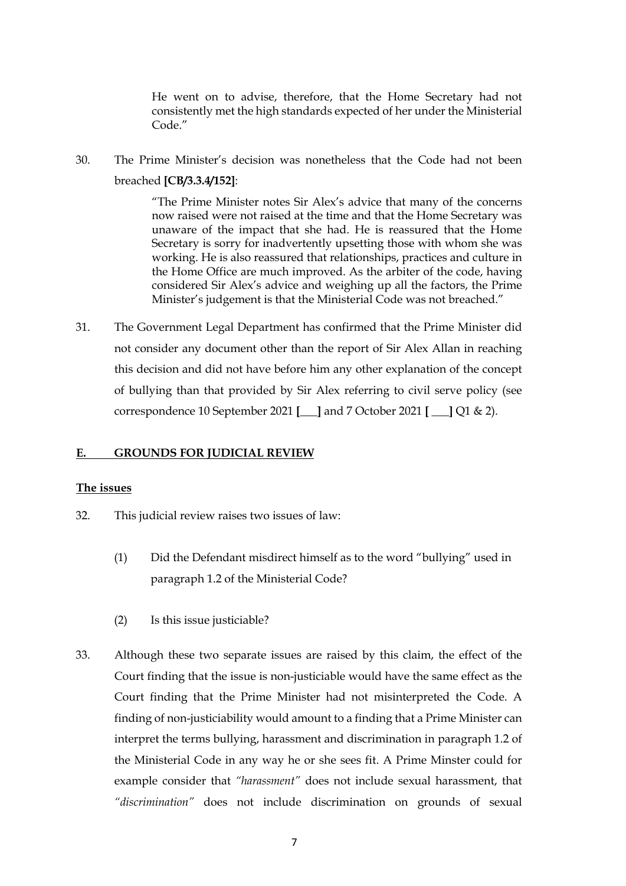He went on to advise, therefore, that the Home Secretary had not consistently met the high standards expected of her under the Ministerial Code."

30. The Prime Minister's decision was nonetheless that the Code had not been breached **[CB/3.3.4/152]**:

> "The Prime Minister notes Sir Alex's advice that many of the concerns now raised were not raised at the time and that the Home Secretary was unaware of the impact that she had. He is reassured that the Home Secretary is sorry for inadvertently upsetting those with whom she was working. He is also reassured that relationships, practices and culture in the Home Office are much improved. As the arbiter of the code, having considered Sir Alex's advice and weighing up all the factors, the Prime Minister's judgement is that the Ministerial Code was not breached."

31. The Government Legal Department has confirmed that the Prime Minister did not consider any document other than the report of Sir Alex Allan in reaching this decision and did not have before him any other explanation of the concept of bullying than that provided by Sir Alex referring to civil serve policy (see correspondence 10 September 2021 **[\_\_\_]** and 7 October 2021 **[ \_\_\_]** Q1 & 2).

## E. GROUNDS FOR JUDICIAL REVIEW

### The issues

32. This judicial review raises two issues of law:

    (1) Did the Defendant misdirect himself as to the word "bullying" used in paragraph 1.2 of the Ministerial Code?

    (2) Is this issue justiciable?

33. Although these two separate issues are raised by this claim, the effect of the Court finding that the issue is non-justiciable would have the same effect as the Court finding that the Prime Minister had not misinterpreted the Code. A finding of non-justiciability would amount to a finding that a Prime Minister can interpret the terms bullying, harassment and discrimination in paragraph 1.2 of the Ministerial Code in any way he or she sees fit. A Prime Minster could for example consider that *"harassment"* does not include sexual harassment, that *"discrimination"* does not include discrimination on grounds of sexual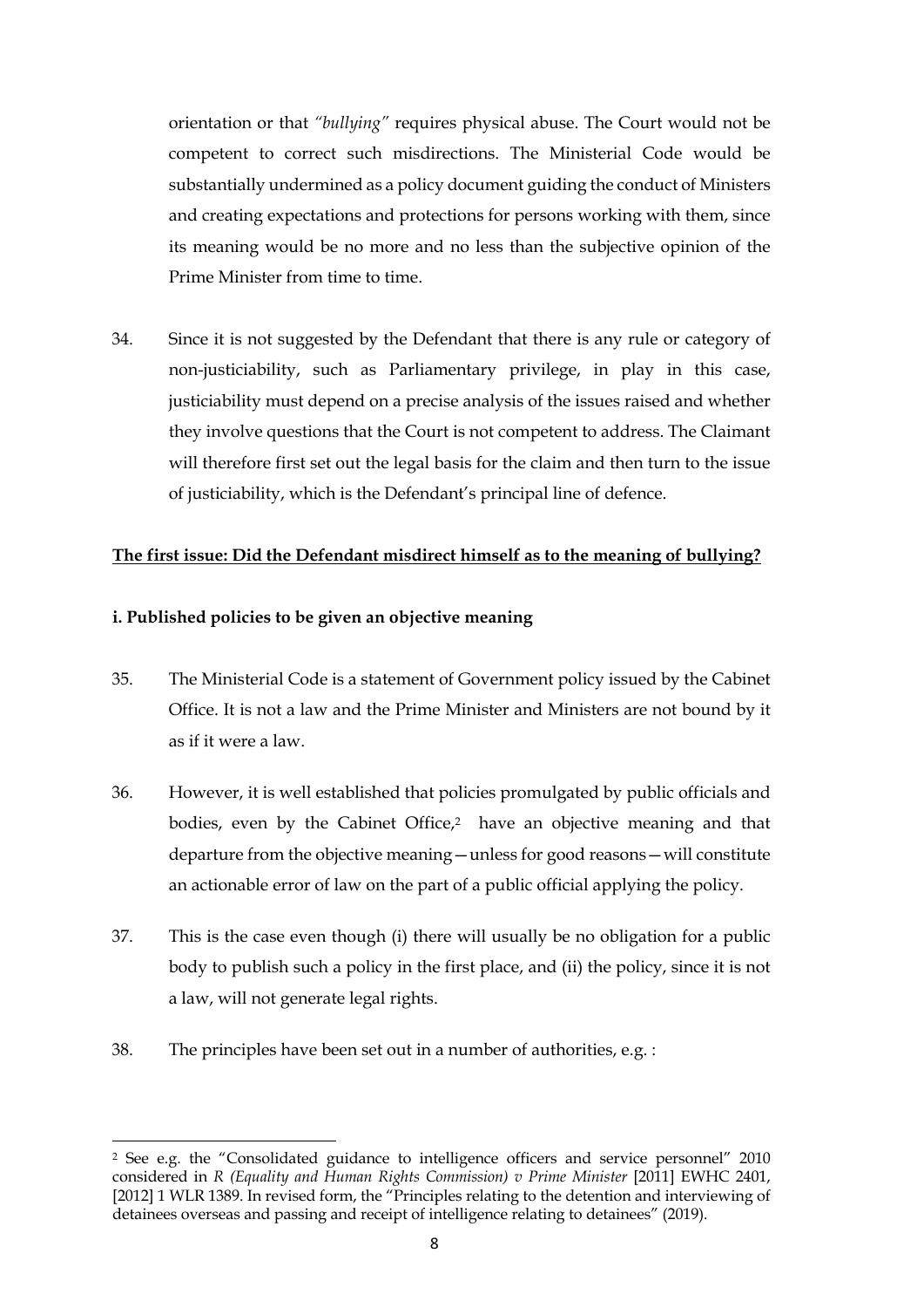orientation or that *"bullying"* requires physical abuse. The Court would not be competent to correct such misdirections. The Ministerial Code would be substantially undermined as a policy document guiding the conduct of Ministers and creating expectations and protections for persons working with them, since its meaning would be no more and no less than the subjective opinion of the Prime Minister from time to time.

34. Since it is not suggested by the Defendant that there is any rule or category of non-justiciability, such as Parliamentary privilege, in play in this case, justiciability must depend on a precise analysis of the issues raised and whether they involve questions that the Court is not competent to address. The Claimant will therefore first set out the legal basis for the claim and then turn to the issue of justiciability, which is the Defendant's principal line of defence.

**<u>The first issue: Did the Defendant misdirect himself as to the meaning of bullying?</u>**

**i. Published policies to be given an objective meaning**

35. The Ministerial Code is a statement of Government policy issued by the Cabinet Office. It is not a law and the Prime Minister and Ministers are not bound by it as if it were a law.

36. However, it is well established that policies promulgated by public officials and bodies, even by the Cabinet Office,[2] have an objective meaning and that departure from the objective meaning—unless for good reasons—will constitute an actionable error of law on the part of a public official applying the policy.

37. This is the case even though (i) there will usually be no obligation for a public body to publish such a policy in the first place, and (ii) the policy, since it is not a law, will not generate legal rights.

38. The principles have been set out in a number of authorities, e.g. :

---

[2] See e.g. the "Consolidated guidance to intelligence officers and service personnel" 2010 considered in *R (Equality and Human Rights Commission) v Prime Minister* [2011] EWHC 2401, [2012] 1 WLR 1389. In revised form, the "Principles relating to the detention and interviewing of detainees overseas and passing and receipt of intelligence relating to detainees" (2019).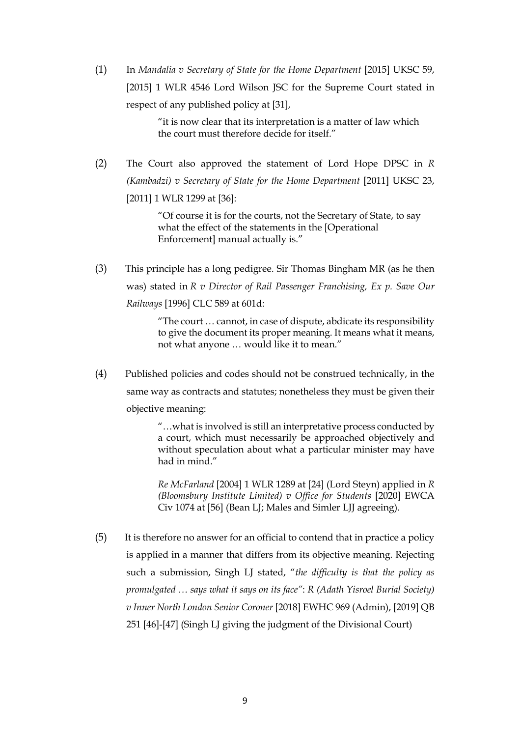(1) In *Mandalia v Secretary of State for the Home Department* [2015] UKSC 59, [2015] 1 WLR 4546 Lord Wilson JSC for the Supreme Court stated in respect of any published policy at [31],

> "it is now clear that its interpretation is a matter of law which the court must therefore decide for itself."

(2) The Court also approved the statement of Lord Hope DPSC in *R (Kambadzi) v Secretary of State for the Home Department* [2011] UKSC 23, [2011] 1 WLR 1299 at [36]:

> "Of course it is for the courts, not the Secretary of State, to say what the effect of the statements in the [Operational Enforcement] manual actually is."

(3) This principle has a long pedigree. Sir Thomas Bingham MR (as he then was) stated in *R v Director of Rail Passenger Franchising, Ex p. Save Our Railways* [1996] CLC 589 at 601d:

> "The court … cannot, in case of dispute, abdicate its responsibility to give the document its proper meaning. It means what it means, not what anyone … would like it to mean."

(4) Published policies and codes should not be construed technically, in the same way as contracts and statutes; nonetheless they must be given their objective meaning:

> "…what is involved is still an interpretative process conducted by a court, which must necessarily be approached objectively and without speculation about what a particular minister may have had in mind."
>
> *Re McFarland* [2004] 1 WLR 1289 at [24] (Lord Steyn) applied in *R (Bloomsbury Institute Limited) v Office for Students* [2020] EWCA Civ 1074 at [56] (Bean LJ; Males and Simler LJJ agreeing).

(5) It is therefore no answer for an official to contend that in practice a policy is applied in a manner that differs from its objective meaning. Rejecting such a submission, Singh LJ stated, "*the difficulty is that the policy as promulgated … says what it says on its face*": *R (Adath Yisroel Burial Society) v Inner North London Senior Coroner* [2018] EWHC 969 (Admin), [2019] QB 251 [46]-[47] (Singh LJ giving the judgment of the Divisional Court)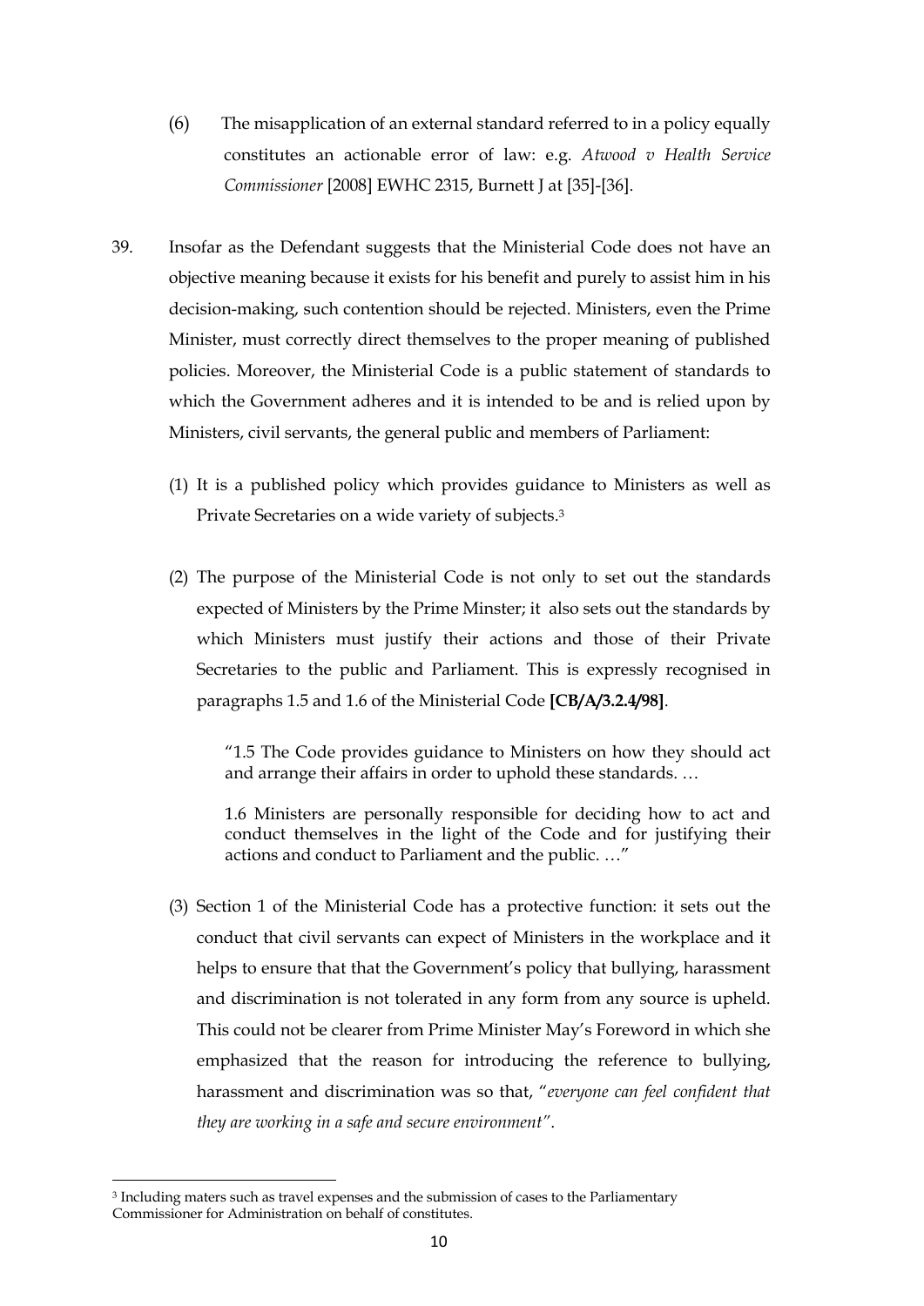(6) The misapplication of an external standard referred to in a policy equally constitutes an actionable error of law: e.g. *Atwood v Health Service Commissioner* [2008] EWHC 2315, Burnett J at [35]-[36].

39. Insofar as the Defendant suggests that the Ministerial Code does not have an objective meaning because it exists for his benefit and purely to assist him in his decision-making, such contention should be rejected. Ministers, even the Prime Minister, must correctly direct themselves to the proper meaning of published policies. Moreover, the Ministerial Code is a public statement of standards to which the Government adheres and it is intended to be and is relied upon by Ministers, civil servants, the general public and members of Parliament:

    (1) It is a published policy which provides guidance to Ministers as well as Private Secretaries on a wide variety of subjects.[3]

    (2) The purpose of the Ministerial Code is not only to set out the standards expected of Ministers by the Prime Minster; it also sets out the standards by which Ministers must justify their actions and those of their Private Secretaries to the public and Parliament. This is expressly recognised in paragraphs 1.5 and 1.6 of the Ministerial Code **[CB/A/3.2.4/98]**.

    > "1.5 The Code provides guidance to Ministers on how they should act and arrange their affairs in order to uphold these standards. …
    >
    > 1.6 Ministers are personally responsible for deciding how to act and conduct themselves in the light of the Code and for justifying their actions and conduct to Parliament and the public. …"

    (3) Section 1 of the Ministerial Code has a protective function: it sets out the conduct that civil servants can expect of Ministers in the workplace and it helps to ensure that that the Government's policy that bullying, harassment and discrimination is not tolerated in any form from any source is upheld. This could not be clearer from Prime Minister May's Foreword in which she emphasized that the reason for introducing the reference to bullying, harassment and discrimination was so that, "*everyone can feel confident that they are working in a safe and secure environment*".

---

[3] Including maters such as travel expenses and the submission of cases to the Parliamentary Commissioner for Administration on behalf of constitutes.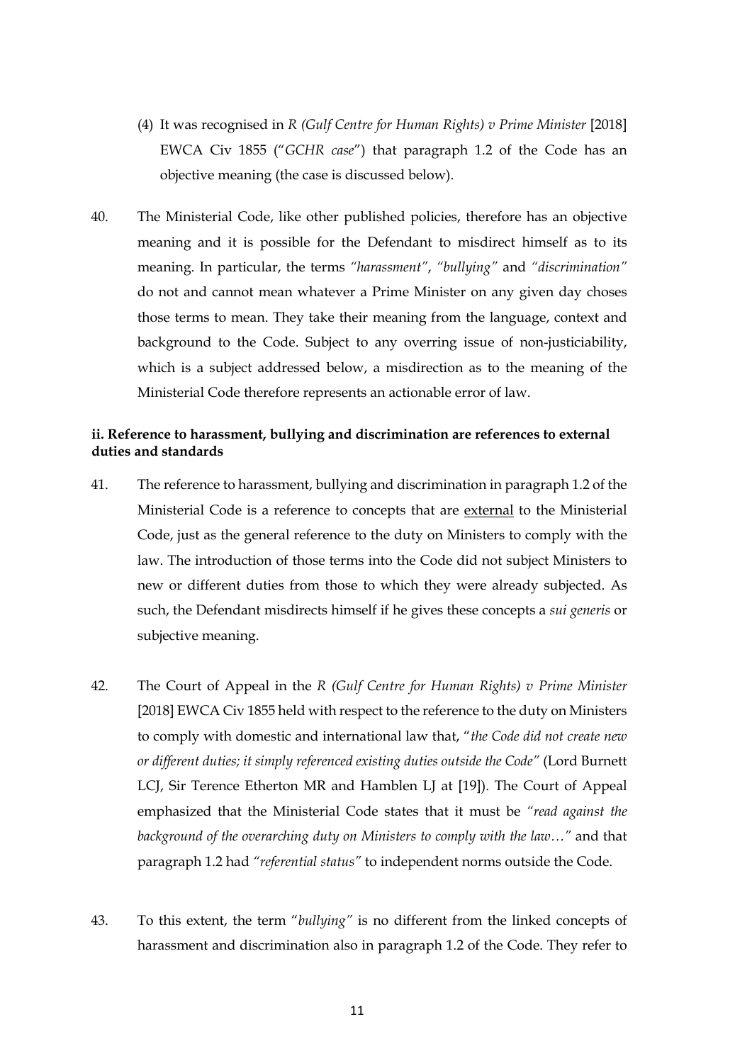(4) It was recognised in *R (Gulf Centre for Human Rights) v Prime Minister* [2018] EWCA Civ 1855 ("*GCHR case*") that paragraph 1.2 of the Code has an objective meaning (the case is discussed below).

40. The Ministerial Code, like other published policies, therefore has an objective meaning and it is possible for the Defendant to misdirect himself as to its meaning. In particular, the terms *"harassment"*, *"bullying"* and *"discrimination"* do not and cannot mean whatever a Prime Minister on any given day choses those terms to mean. They take their meaning from the language, context and background to the Code. Subject to any overring issue of non-justiciability, which is a subject addressed below, a misdirection as to the meaning of the Ministerial Code therefore represents an actionable error of law.

**ii. Reference to harassment, bullying and discrimination are references to external duties and standards**

41. The reference to harassment, bullying and discrimination in paragraph 1.2 of the Ministerial Code is a reference to concepts that are <u>external</u> to the Ministerial Code, just as the general reference to the duty on Ministers to comply with the law. The introduction of those terms into the Code did not subject Ministers to new or different duties from those to which they were already subjected. As such, the Defendant misdirects himself if he gives these concepts a *sui generis* or subjective meaning.

42. The Court of Appeal in the *R (Gulf Centre for Human Rights) v Prime Minister* [2018] EWCA Civ 1855 held with respect to the reference to the duty on Ministers to comply with domestic and international law that, "*the Code did not create new or different duties; it simply referenced existing duties outside the Code"* (Lord Burnett LCJ, Sir Terence Etherton MR and Hamblen LJ at [19]). The Court of Appeal emphasized that the Ministerial Code states that it must be *"read against the background of the overarching duty on Ministers to comply with the law…"* and that paragraph 1.2 had *"referential status"* to independent norms outside the Code.

43. To this extent, the term "*bullying"* is no different from the linked concepts of harassment and discrimination also in paragraph 1.2 of the Code. They refer to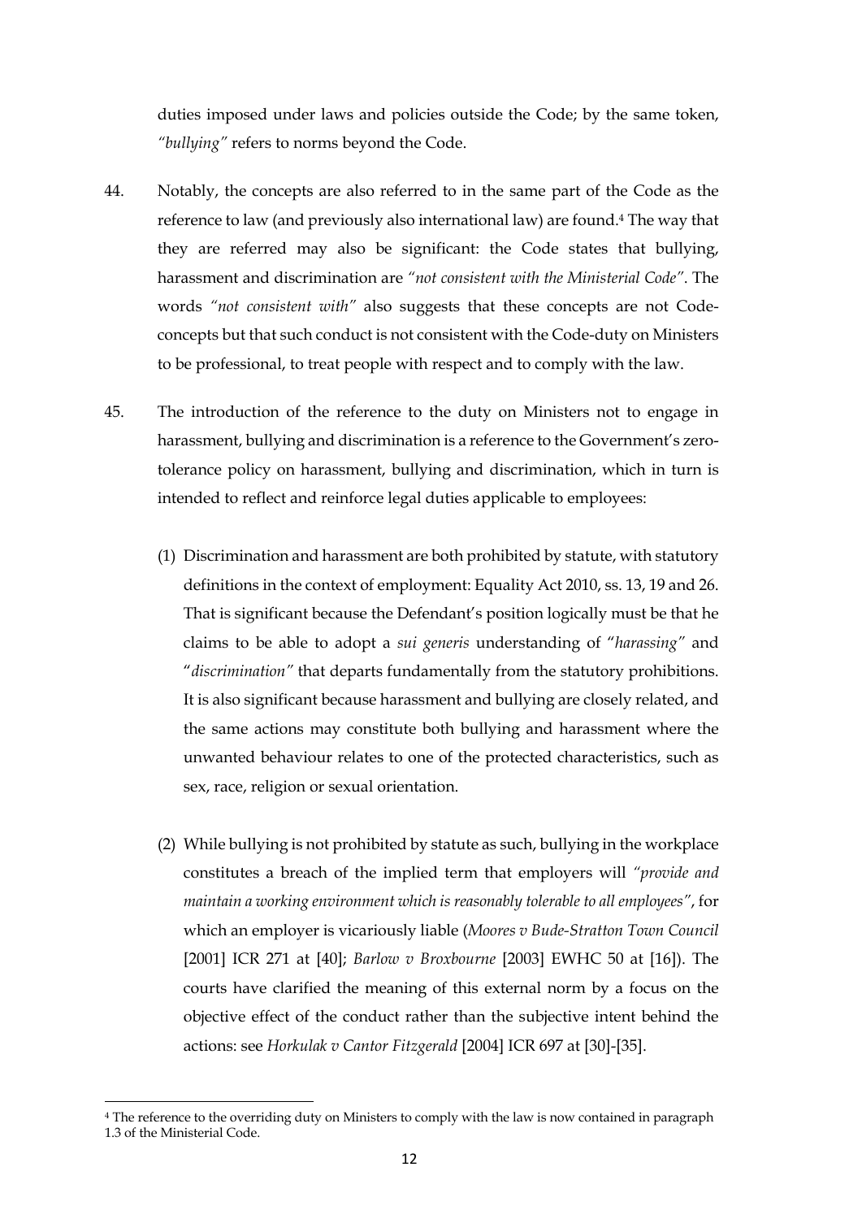duties imposed under laws and policies outside the Code; by the same token, *"bullying"* refers to norms beyond the Code.

44. Notably, the concepts are also referred to in the same part of the Code as the reference to law (and previously also international law) are found.[4] The way that they are referred may also be significant: the Code states that bullying, harassment and discrimination are *"not consistent with the Ministerial Code"*. The words *"not consistent with"* also suggests that these concepts are not Code-concepts but that such conduct is not consistent with the Code-duty on Ministers to be professional, to treat people with respect and to comply with the law.

45. The introduction of the reference to the duty on Ministers not to engage in harassment, bullying and discrimination is a reference to the Government's zero-tolerance policy on harassment, bullying and discrimination, which in turn is intended to reflect and reinforce legal duties applicable to employees:

    (1) Discrimination and harassment are both prohibited by statute, with statutory definitions in the context of employment: Equality Act 2010, ss. 13, 19 and 26. That is significant because the Defendant's position logically must be that he claims to be able to adopt a *sui generis* understanding of "*harassing"* and "*discrimination"* that departs fundamentally from the statutory prohibitions. It is also significant because harassment and bullying are closely related, and the same actions may constitute both bullying and harassment where the unwanted behaviour relates to one of the protected characteristics, such as sex, race, religion or sexual orientation.

    (2) While bullying is not prohibited by statute as such, bullying in the workplace constitutes a breach of the implied term that employers will *"provide and maintain a working environment which is reasonably tolerable to all employees"*, for which an employer is vicariously liable (*Moores v Bude-Stratton Town Council* [2001] ICR 271 at [40]; *Barlow v Broxbourne* [2003] EWHC 50 at [16]). The courts have clarified the meaning of this external norm by a focus on the objective effect of the conduct rather than the subjective intent behind the actions: see *Horkulak v Cantor Fitzgerald* [2004] ICR 697 at [30]-[35].

---

[4] The reference to the overriding duty on Ministers to comply with the law is now contained in paragraph 1.3 of the Ministerial Code.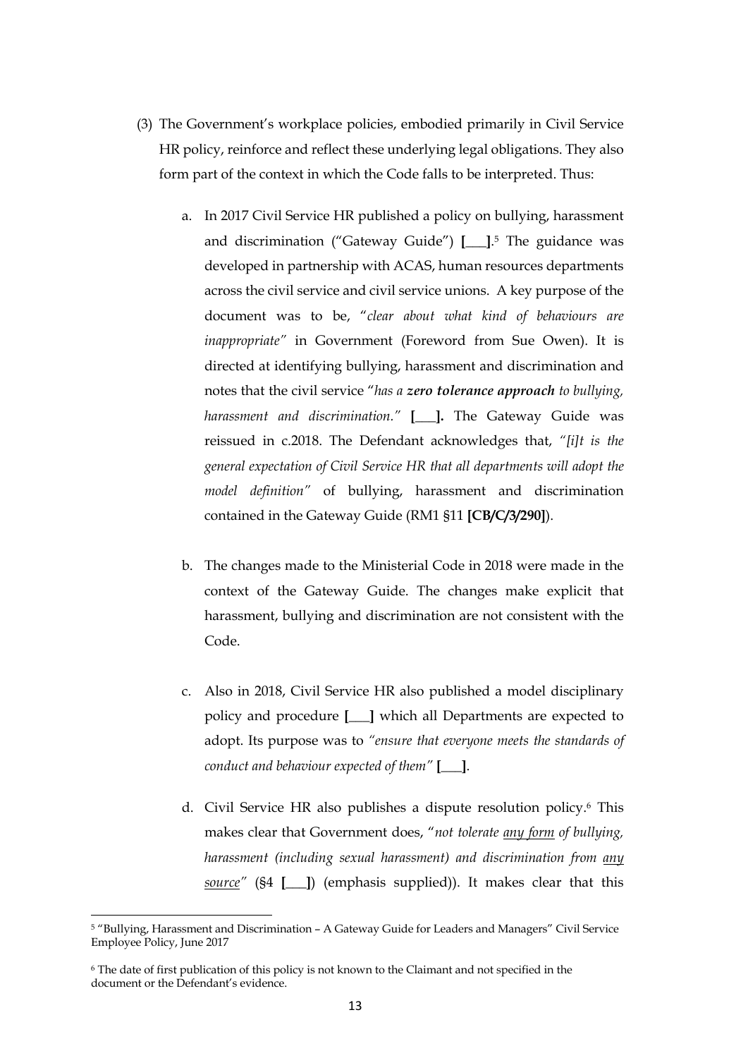(3) The Government's workplace policies, embodied primarily in Civil Service HR policy, reinforce and reflect these underlying legal obligations. They also form part of the context in which the Code falls to be interpreted. Thus:

   a. In 2017 Civil Service HR published a policy on bullying, harassment and discrimination ("Gateway Guide") **[___]**.[5] The guidance was developed in partnership with ACAS, human resources departments across the civil service and civil service unions. A key purpose of the document was to be, "*clear about what kind of behaviours are inappropriate*" in Government (Foreword from Sue Owen). It is directed at identifying bullying, harassment and discrimination and notes that the civil service "*has a **zero tolerance approach** to bullying, harassment and discrimination.*" **[___].** The Gateway Guide was reissued in c.2018. The Defendant acknowledges that, *"[i]t is the general expectation of Civil Service HR that all departments will adopt the model definition"* of bullying, harassment and discrimination contained in the Gateway Guide (RM1 §11 **[CB/C/3/290]**).

   b. The changes made to the Ministerial Code in 2018 were made in the context of the Gateway Guide. The changes make explicit that harassment, bullying and discrimination are not consistent with the Code.

   c. Also in 2018, Civil Service HR also published a model disciplinary policy and procedure **[___]** which all Departments are expected to adopt. Its purpose was to *"ensure that everyone meets the standards of conduct and behaviour expected of them"* **[___]**.

   d. Civil Service HR also publishes a dispute resolution policy.[6] This makes clear that Government does, "*not tolerate <u>any form</u> of bullying, harassment (including sexual harassment) and discrimination from <u>any source</u>*" (§4 **[___]**) (emphasis supplied)). It makes clear that this

---

[5] "Bullying, Harassment and Discrimination – A Gateway Guide for Leaders and Managers" Civil Service Employee Policy, June 2017

[6] The date of first publication of this policy is not known to the Claimant and not specified in the document or the Defendant's evidence.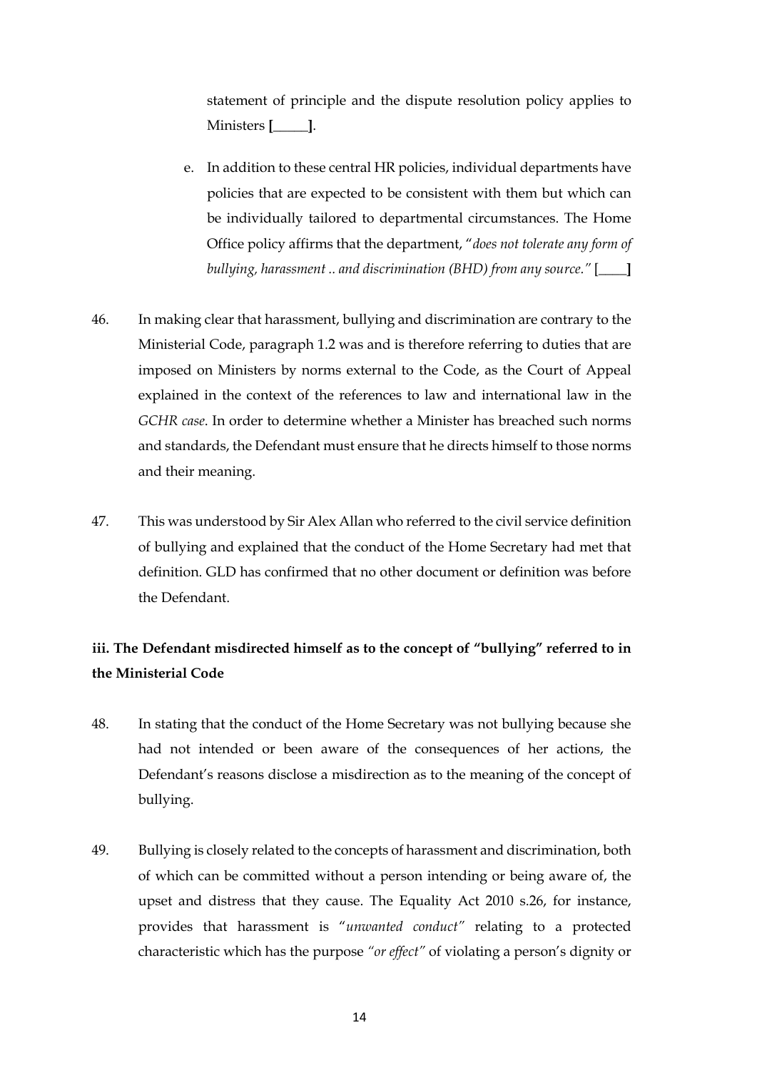statement of principle and the dispute resolution policy applies to Ministers **[\_\_\_\_\_]**.

e. In addition to these central HR policies, individual departments have policies that are expected to be consistent with them but which can be individually tailored to departmental circumstances. The Home Office policy affirms that the department, "*does not tolerate any form of bullying, harassment .. and discrimination (BHD) from any source.*" **[\_\_\_\_]**

46. In making clear that harassment, bullying and discrimination are contrary to the Ministerial Code, paragraph 1.2 was and is therefore referring to duties that are imposed on Ministers by norms external to the Code, as the Court of Appeal explained in the context of the references to law and international law in the *GCHR case*. In order to determine whether a Minister has breached such norms and standards, the Defendant must ensure that he directs himself to those norms and their meaning.

47. This was understood by Sir Alex Allan who referred to the civil service definition of bullying and explained that the conduct of the Home Secretary had met that definition. GLD has confirmed that no other document or definition was before the Defendant.

### iii. The Defendant misdirected himself as to the concept of "bullying" referred to in the Ministerial Code

48. In stating that the conduct of the Home Secretary was not bullying because she had not intended or been aware of the consequences of her actions, the Defendant's reasons disclose a misdirection as to the meaning of the concept of bullying.

49. Bullying is closely related to the concepts of harassment and discrimination, both of which can be committed without a person intending or being aware of, the upset and distress that they cause. The Equality Act 2010 s.26, for instance, provides that harassment is "*unwanted conduct*" relating to a protected characteristic which has the purpose *"or effect"* of violating a person's dignity or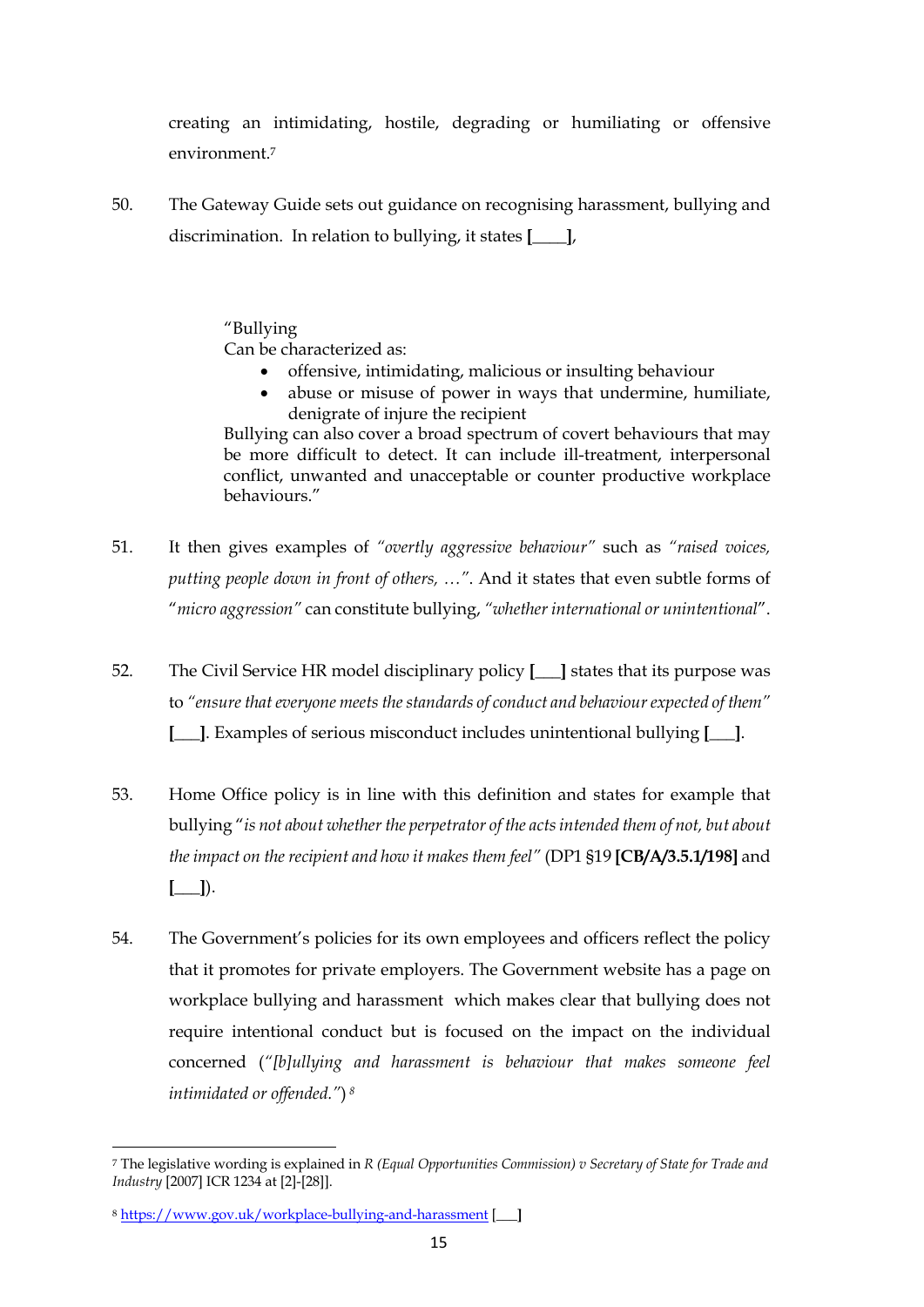creating an intimidating, hostile, degrading or humiliating or offensive environment.[7]

50. The Gateway Guide sets out guidance on recognising harassment, bullying and discrimination. In relation to bullying, it states **[____]**,

> "Bullying
> Can be characterized as:
> - offensive, intimidating, malicious or insulting behaviour
> - abuse or misuse of power in ways that undermine, humiliate, denigrate of injure the recipient
>
> Bullying can also cover a broad spectrum of covert behaviours that may be more difficult to detect. It can include ill-treatment, interpersonal conflict, unwanted and unacceptable or counter productive workplace behaviours."

51. It then gives examples of *"overtly aggressive behaviour"* such as *"raised voices, putting people down in front of others, …"*. And it states that even subtle forms of "*micro aggression"* can constitute bullying, *"whether international or unintentional*".

52. The Civil Service HR model disciplinary policy **[___]** states that its purpose was to *"ensure that everyone meets the standards of conduct and behaviour expected of them"* **[___]**. Examples of serious misconduct includes unintentional bullying **[___]**.

53. Home Office policy is in line with this definition and states for example that bullying "*is not about whether the perpetrator of the acts intended them of not, but about the impact on the recipient and how it makes them feel"* (DP1 §19 **[CB/A/3.5.1/198]** and **[___]**).

54. The Government's policies for its own employees and officers reflect the policy that it promotes for private employers. The Government website has a page on workplace bullying and harassment which makes clear that bullying does not require intentional conduct but is focused on the impact on the individual concerned (*"[b]ullying and harassment is behaviour that makes someone feel intimidated or offended."*) [8]

---

[7] The legislative wording is explained in *R (Equal Opportunities Commission) v Secretary of State for Trade and Industry* [2007] ICR 1234 at [2]-[28]].

[8] https://www.gov.uk/workplace-bullying-and-harassment **[___]**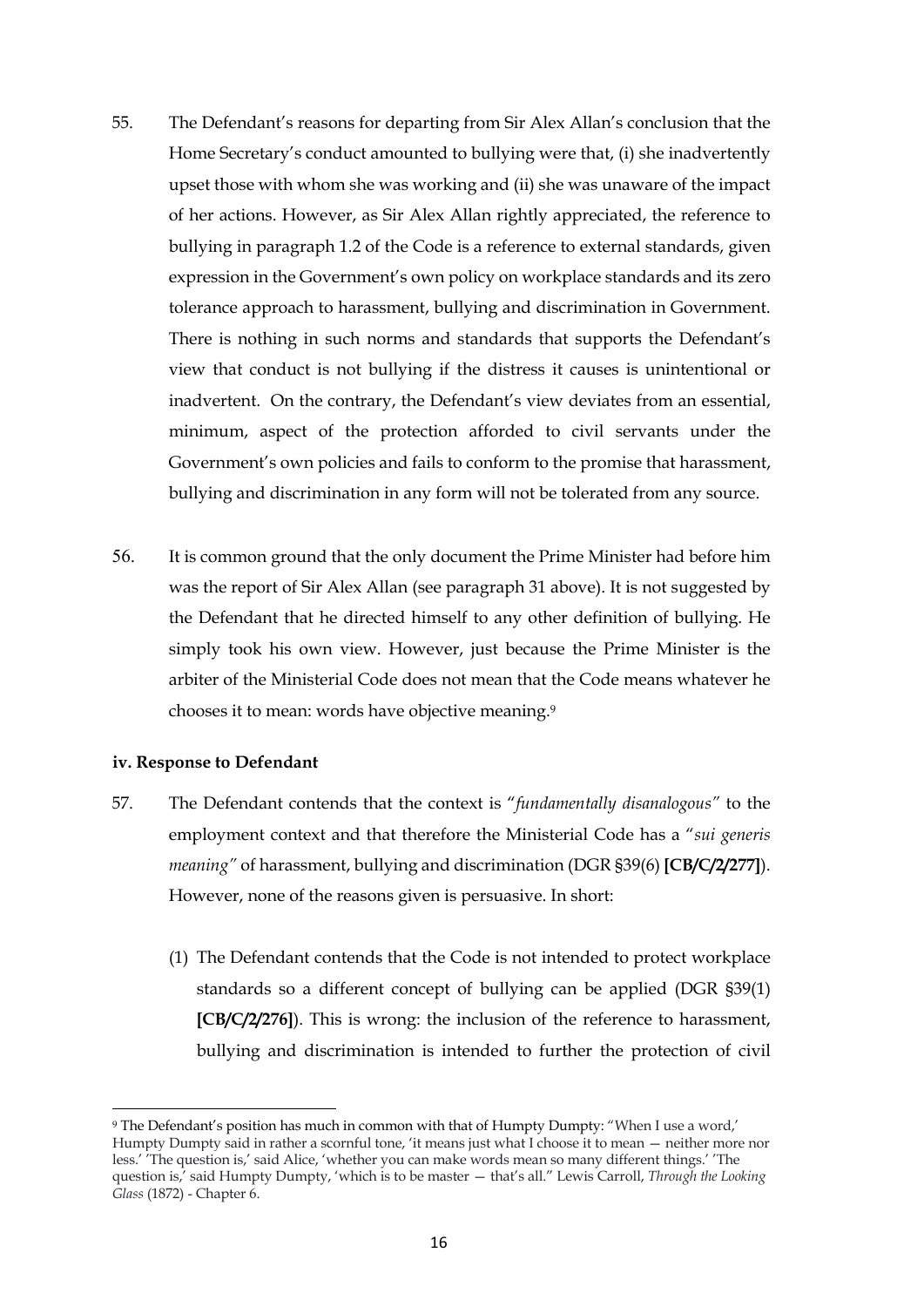55. The Defendant's reasons for departing from Sir Alex Allan's conclusion that the Home Secretary's conduct amounted to bullying were that, (i) she inadvertently upset those with whom she was working and (ii) she was unaware of the impact of her actions. However, as Sir Alex Allan rightly appreciated, the reference to bullying in paragraph 1.2 of the Code is a reference to external standards, given expression in the Government's own policy on workplace standards and its zero tolerance approach to harassment, bullying and discrimination in Government. There is nothing in such norms and standards that supports the Defendant's view that conduct is not bullying if the distress it causes is unintentional or inadvertent. On the contrary, the Defendant's view deviates from an essential, minimum, aspect of the protection afforded to civil servants under the Government's own policies and fails to conform to the promise that harassment, bullying and discrimination in any form will not be tolerated from any source.

56. It is common ground that the only document the Prime Minister had before him was the report of Sir Alex Allan (see paragraph 31 above). It is not suggested by the Defendant that he directed himself to any other definition of bullying. He simply took his own view. However, just because the Prime Minister is the arbiter of the Ministerial Code does not mean that the Code means whatever he chooses it to mean: words have objective meaning.[9]

**iv. Response to Defendant**

57. The Defendant contends that the context is "*fundamentally disanalogous*" to the employment context and that therefore the Ministerial Code has a "*sui generis meaning*" of harassment, bullying and discrimination (DGR §39(6) **[CB/C/2/277]**). However, none of the reasons given is persuasive. In short:

    (1) The Defendant contends that the Code is not intended to protect workplace standards so a different concept of bullying can be applied (DGR §39(1) **[CB/C/2/276]**). This is wrong: the inclusion of the reference to harassment, bullying and discrimination is intended to further the protection of civil

---

[9] The Defendant's position has much in common with that of Humpty Dumpty: "When I use a word,' Humpty Dumpty said in rather a scornful tone, 'it means just what I choose it to mean — neither more nor less.' 'The question is,' said Alice, 'whether you can make words mean so many different things.' 'The question is,' said Humpty Dumpty, 'which is to be master — that's all." Lewis Carroll, *Through the Looking Glass* (1872) - Chapter 6.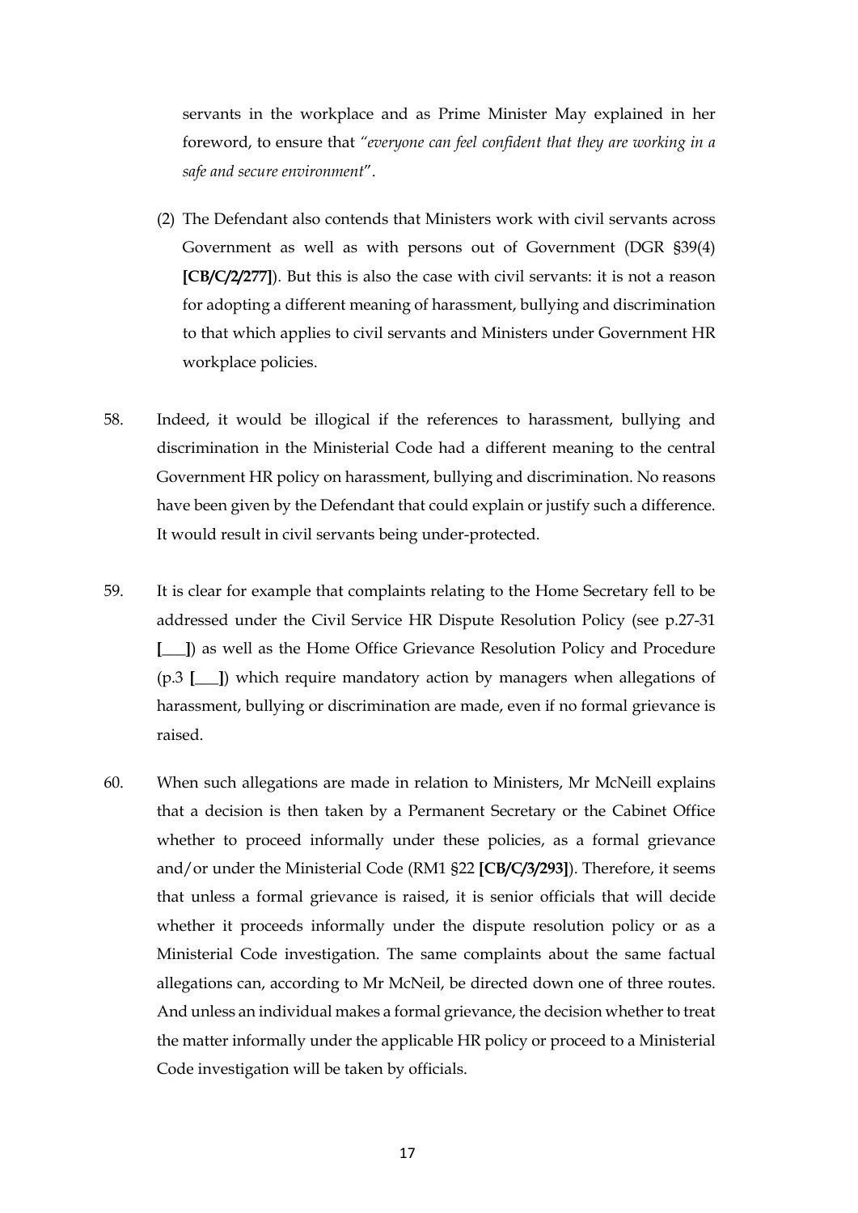servants in the workplace and as Prime Minister May explained in her foreword, to ensure that *"everyone can feel confident that they are working in a safe and secure environment*".

(2) The Defendant also contends that Ministers work with civil servants across Government as well as with persons out of Government (DGR §39(4) **[CB/C/2/277]**). But this is also the case with civil servants: it is not a reason for adopting a different meaning of harassment, bullying and discrimination to that which applies to civil servants and Ministers under Government HR workplace policies.

58. Indeed, it would be illogical if the references to harassment, bullying and discrimination in the Ministerial Code had a different meaning to the central Government HR policy on harassment, bullying and discrimination. No reasons have been given by the Defendant that could explain or justify such a difference. It would result in civil servants being under-protected.

59. It is clear for example that complaints relating to the Home Secretary fell to be addressed under the Civil Service HR Dispute Resolution Policy (see p.27-31 **[___]**) as well as the Home Office Grievance Resolution Policy and Procedure (p.3 **[___]**) which require mandatory action by managers when allegations of harassment, bullying or discrimination are made, even if no formal grievance is raised.

60. When such allegations are made in relation to Ministers, Mr McNeill explains that a decision is then taken by a Permanent Secretary or the Cabinet Office whether to proceed informally under these policies, as a formal grievance and/or under the Ministerial Code (RM1 §22 **[CB/C/3/293]**). Therefore, it seems that unless a formal grievance is raised, it is senior officials that will decide whether it proceeds informally under the dispute resolution policy or as a Ministerial Code investigation. The same complaints about the same factual allegations can, according to Mr McNeil, be directed down one of three routes. And unless an individual makes a formal grievance, the decision whether to treat the matter informally under the applicable HR policy or proceed to a Ministerial Code investigation will be taken by officials.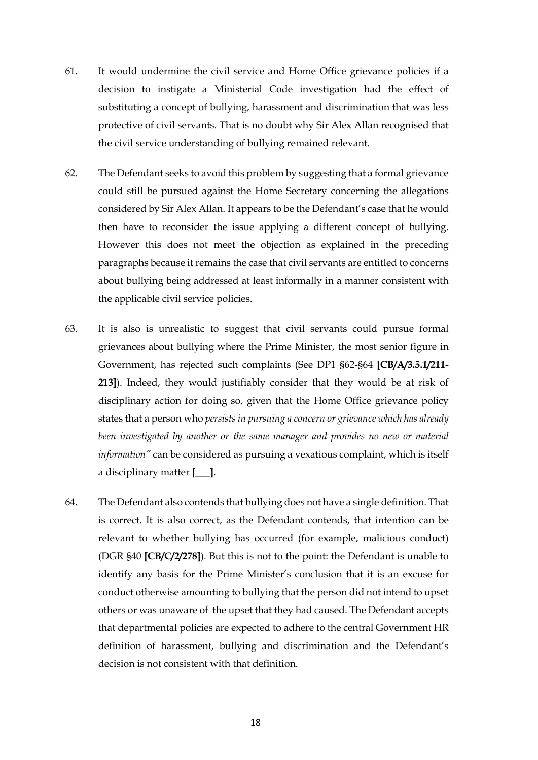61. It would undermine the civil service and Home Office grievance policies if a decision to instigate a Ministerial Code investigation had the effect of substituting a concept of bullying, harassment and discrimination that was less protective of civil servants. That is no doubt why Sir Alex Allan recognised that the civil service understanding of bullying remained relevant.

62. The Defendant seeks to avoid this problem by suggesting that a formal grievance could still be pursued against the Home Secretary concerning the allegations considered by Sir Alex Allan. It appears to be the Defendant's case that he would then have to reconsider the issue applying a different concept of bullying. However this does not meet the objection as explained in the preceding paragraphs because it remains the case that civil servants are entitled to concerns about bullying being addressed at least informally in a manner consistent with the applicable civil service policies.

63. It is also is unrealistic to suggest that civil servants could pursue formal grievances about bullying where the Prime Minister, the most senior figure in Government, has rejected such complaints (See DP1 §62-§64 **[CB/A/3.5.1/211-213]**). Indeed, they would justifiably consider that they would be at risk of disciplinary action for doing so, given that the Home Office grievance policy states that a person who *persists in pursuing a concern or grievance which has already been investigated by another or the same manager and provides no new or material information"* can be considered as pursuing a vexatious complaint, which is itself a disciplinary matter **[___]**.

64. The Defendant also contends that bullying does not have a single definition. That is correct. It is also correct, as the Defendant contends, that intention can be relevant to whether bullying has occurred (for example, malicious conduct) (DGR §40 **[CB/C/2/278]**). But this is not to the point: the Defendant is unable to identify any basis for the Prime Minister's conclusion that it is an excuse for conduct otherwise amounting to bullying that the person did not intend to upset others or was unaware of the upset that they had caused. The Defendant accepts that departmental policies are expected to adhere to the central Government HR definition of harassment, bullying and discrimination and the Defendant's decision is not consistent with that definition.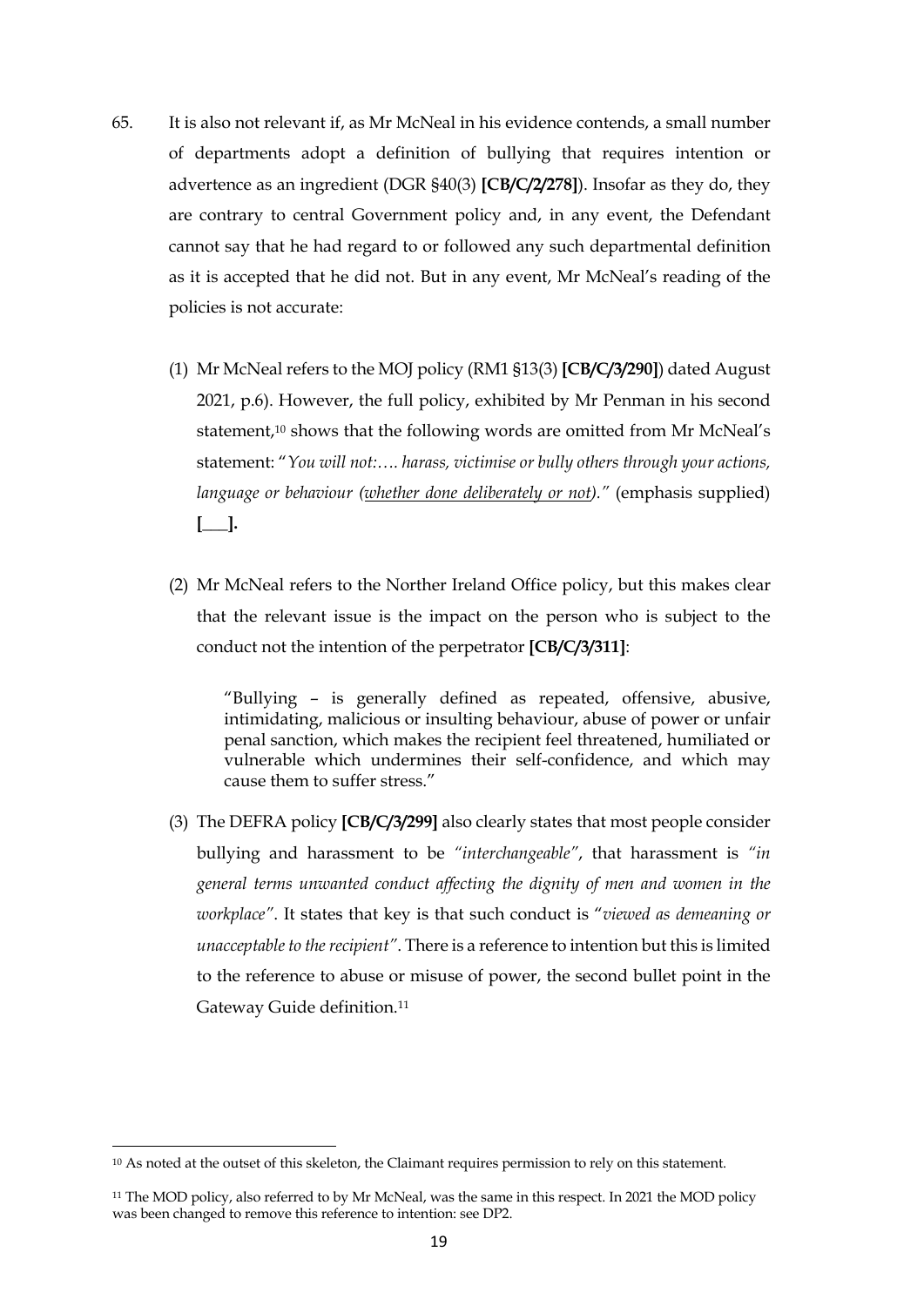65. It is also not relevant if, as Mr McNeal in his evidence contends, a small number of departments adopt a definition of bullying that requires intention or advertence as an ingredient (DGR §40(3) **[CB/C/2/278]**). Insofar as they do, they are contrary to central Government policy and, in any event, the Defendant cannot say that he had regard to or followed any such departmental definition as it is accepted that he did not. But in any event, Mr McNeal's reading of the policies is not accurate:

    (1) Mr McNeal refers to the MOJ policy (RM1 §13(3) **[CB/C/3/290]**) dated August 2021, p.6). However, the full policy, exhibited by Mr Penman in his second statement,[10] shows that the following words are omitted from Mr McNeal's statement: "*You will not:…. harass, victimise or bully others through your actions, language or behaviour (<u>whether done deliberately or not</u>).*" (emphasis supplied) **[___].**

    (2) Mr McNeal refers to the Norther Ireland Office policy, but this makes clear that the relevant issue is the impact on the person who is subject to the conduct not the intention of the perpetrator **[CB/C/3/311]**:

    > "Bullying – is generally defined as repeated, offensive, abusive, intimidating, malicious or insulting behaviour, abuse of power or unfair penal sanction, which makes the recipient feel threatened, humiliated or vulnerable which undermines their self-confidence, and which may cause them to suffer stress."

    (3) The DEFRA policy **[CB/C/3/299]** also clearly states that most people consider bullying and harassment to be *"interchangeable"*, that harassment is *"in general terms unwanted conduct affecting the dignity of men and women in the workplace"*. It states that key is that such conduct is "*viewed as demeaning or unacceptable to the recipient*". There is a reference to intention but this is limited to the reference to abuse or misuse of power, the second bullet point in the Gateway Guide definition.[11]

---

[10] As noted at the outset of this skeleton, the Claimant requires permission to rely on this statement.

[11] The MOD policy, also referred to by Mr McNeal, was the same in this respect. In 2021 the MOD policy was been changed to remove this reference to intention: see DP2.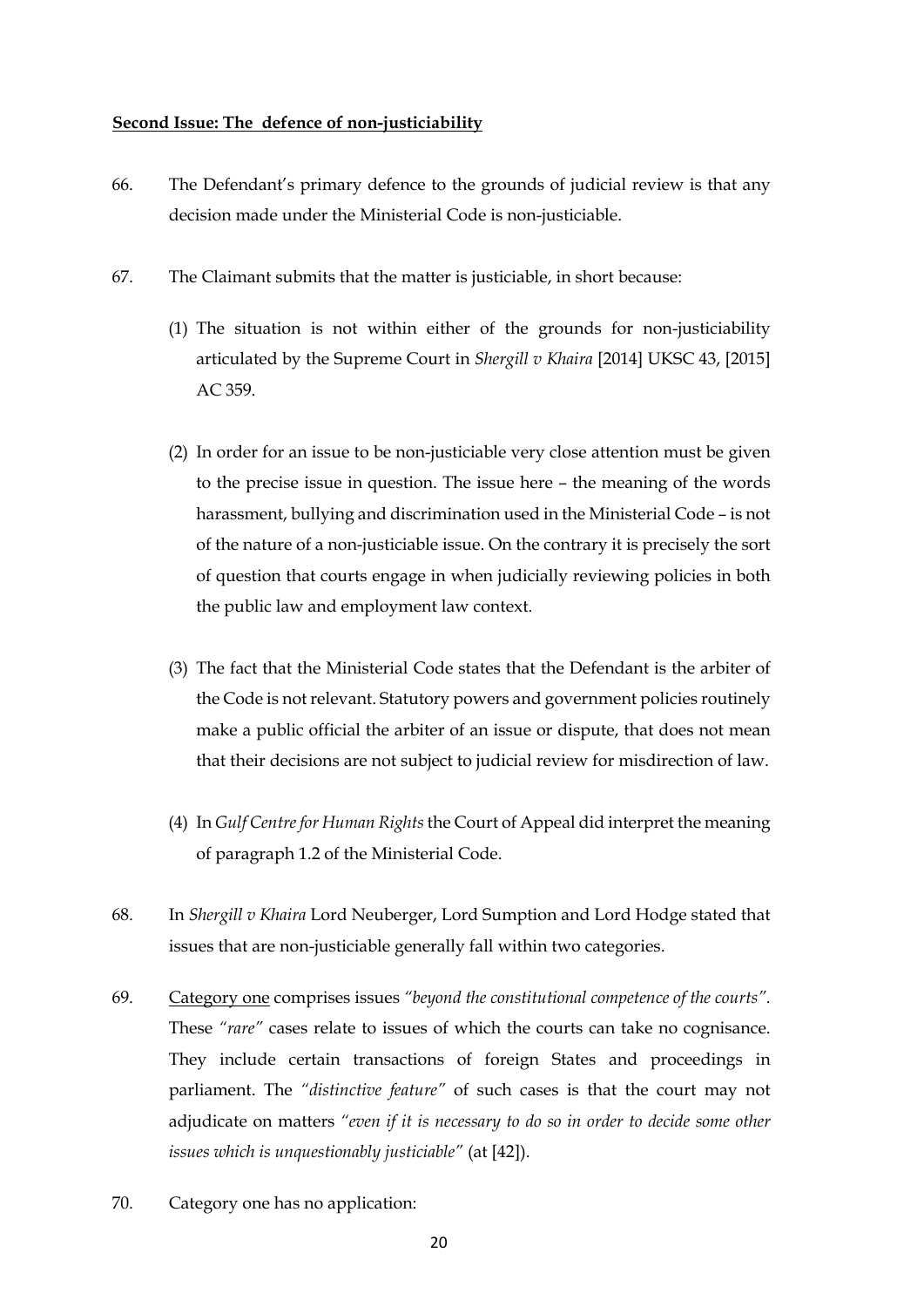**<u>Second Issue: The defence of non-justiciability</u>**

66. The Defendant's primary defence to the grounds of judicial review is that any decision made under the Ministerial Code is non-justiciable.

67. The Claimant submits that the matter is justiciable, in short because:

    (1) The situation is not within either of the grounds for non-justiciability articulated by the Supreme Court in *Shergill v Khaira* [2014] UKSC 43, [2015] AC 359.

    (2) In order for an issue to be non-justiciable very close attention must be given to the precise issue in question. The issue here – the meaning of the words harassment, bullying and discrimination used in the Ministerial Code – is not of the nature of a non-justiciable issue. On the contrary it is precisely the sort of question that courts engage in when judicially reviewing policies in both the public law and employment law context.

    (3) The fact that the Ministerial Code states that the Defendant is the arbiter of the Code is not relevant. Statutory powers and government policies routinely make a public official the arbiter of an issue or dispute, that does not mean that their decisions are not subject to judicial review for misdirection of law.

    (4) In *Gulf Centre for Human Rights* the Court of Appeal did interpret the meaning of paragraph 1.2 of the Ministerial Code.

68. In *Shergill v Khaira* Lord Neuberger, Lord Sumption and Lord Hodge stated that issues that are non-justiciable generally fall within two categories.

69. <u>Category one</u> comprises issues *"beyond the constitutional competence of the courts"*. These *"rare"* cases relate to issues of which the courts can take no cognisance. They include certain transactions of foreign States and proceedings in parliament. The *"distinctive feature"* of such cases is that the court may not adjudicate on matters *"even if it is necessary to do so in order to decide some other issues which is unquestionably justiciable"* (at [42]).

70. Category one has no application: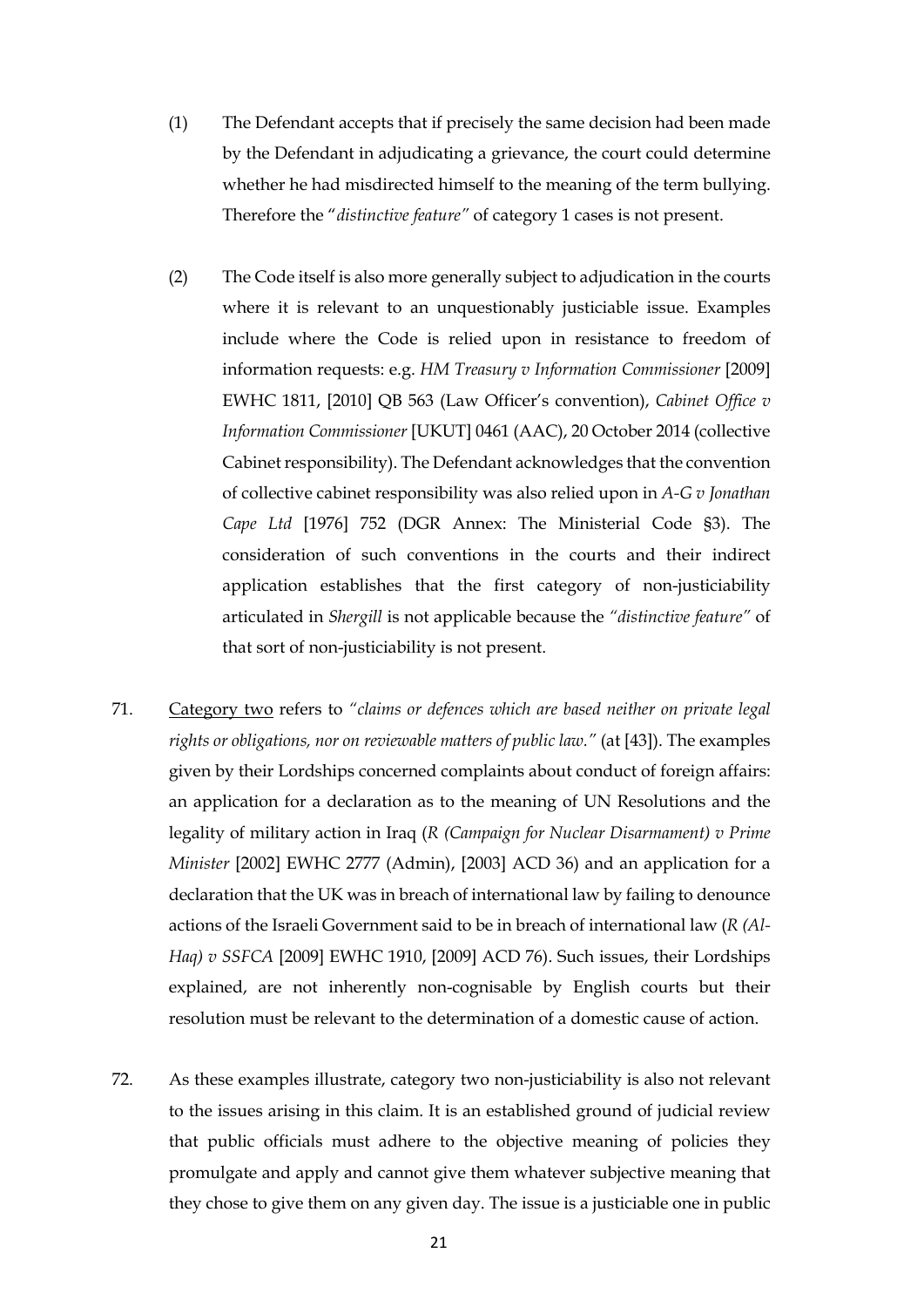(1) The Defendant accepts that if precisely the same decision had been made by the Defendant in adjudicating a grievance, the court could determine whether he had misdirected himself to the meaning of the term bullying. Therefore the "*distinctive feature*" of category 1 cases is not present.

(2) The Code itself is also more generally subject to adjudication in the courts where it is relevant to an unquestionably justiciable issue. Examples include where the Code is relied upon in resistance to freedom of information requests: e.g. *HM Treasury v Information Commissioner* [2009] EWHC 1811, [2010] QB 563 (Law Officer's convention), *Cabinet Office v Information Commissioner* [UKUT] 0461 (AAC), 20 October 2014 (collective Cabinet responsibility). The Defendant acknowledges that the convention of collective cabinet responsibility was also relied upon in *A-G v Jonathan Cape Ltd* [1976] 752 (DGR Annex: The Ministerial Code §3). The consideration of such conventions in the courts and their indirect application establishes that the first category of non-justiciability articulated in *Shergill* is not applicable because the *"distinctive feature"* of that sort of non-justiciability is not present.

71. Category two refers to *"claims or defences which are based neither on private legal rights or obligations, nor on reviewable matters of public law."* (at [43]). The examples given by their Lordships concerned complaints about conduct of foreign affairs: an application for a declaration as to the meaning of UN Resolutions and the legality of military action in Iraq (*R (Campaign for Nuclear Disarmament) v Prime Minister* [2002] EWHC 2777 (Admin), [2003] ACD 36) and an application for a declaration that the UK was in breach of international law by failing to denounce actions of the Israeli Government said to be in breach of international law (*R (Al-Haq) v SSFCA* [2009] EWHC 1910, [2009] ACD 76). Such issues, their Lordships explained, are not inherently non-cognisable by English courts but their resolution must be relevant to the determination of a domestic cause of action.

72. As these examples illustrate, category two non-justiciability is also not relevant to the issues arising in this claim. It is an established ground of judicial review that public officials must adhere to the objective meaning of policies they promulgate and apply and cannot give them whatever subjective meaning that they chose to give them on any given day. The issue is a justiciable one in public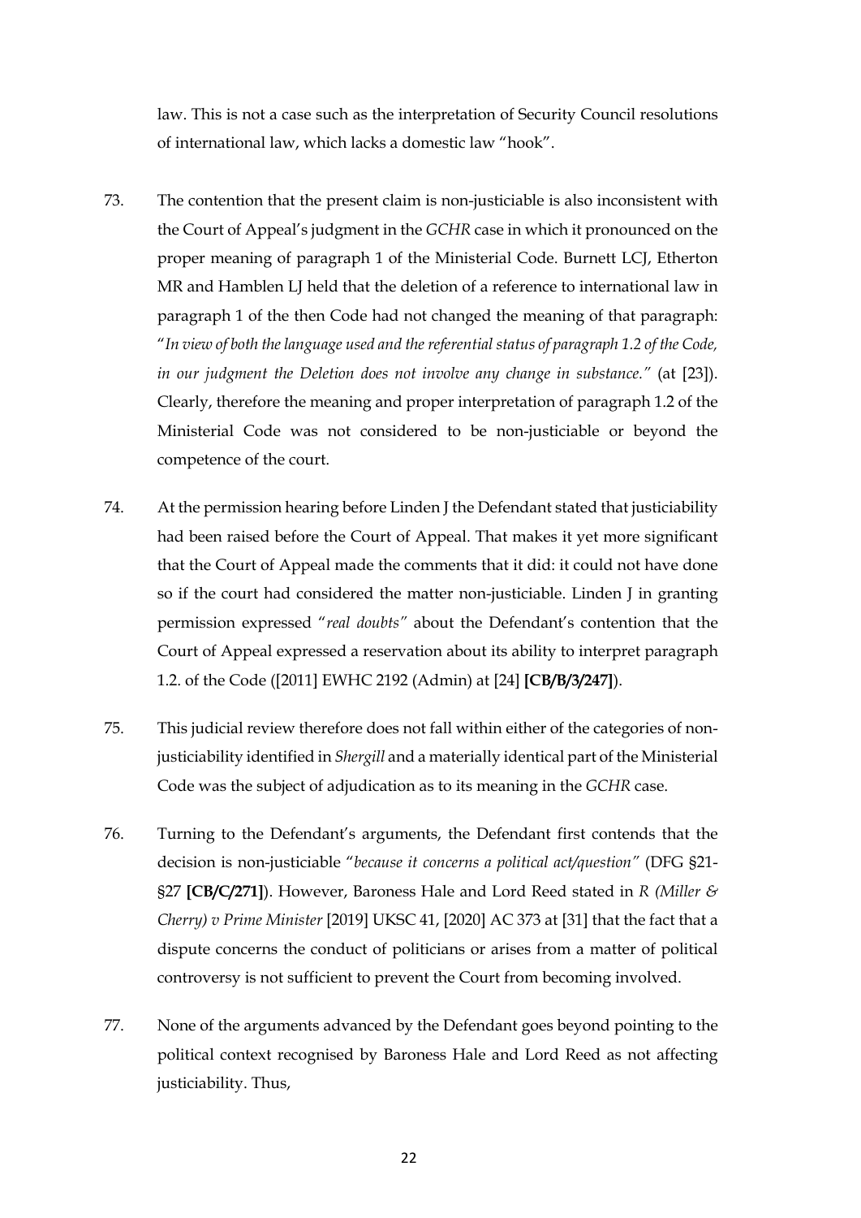law. This is not a case such as the interpretation of Security Council resolutions of international law, which lacks a domestic law "hook".

73. The contention that the present claim is non-justiciable is also inconsistent with the Court of Appeal's judgment in the *GCHR* case in which it pronounced on the proper meaning of paragraph 1 of the Ministerial Code. Burnett LCJ, Etherton MR and Hamblen LJ held that the deletion of a reference to international law in paragraph 1 of the then Code had not changed the meaning of that paragraph: "*In view of both the language used and the referential status of paragraph 1.2 of the Code, in our judgment the Deletion does not involve any change in substance.*" (at [23]). Clearly, therefore the meaning and proper interpretation of paragraph 1.2 of the Ministerial Code was not considered to be non-justiciable or beyond the competence of the court.

74. At the permission hearing before Linden J the Defendant stated that justiciability had been raised before the Court of Appeal. That makes it yet more significant that the Court of Appeal made the comments that it did: it could not have done so if the court had considered the matter non-justiciable. Linden J in granting permission expressed "*real doubts*" about the Defendant's contention that the Court of Appeal expressed a reservation about its ability to interpret paragraph 1.2. of the Code ([2011] EWHC 2192 (Admin) at [24] **[CB/B/3/247]**).

75. This judicial review therefore does not fall within either of the categories of non-justiciability identified in *Shergill* and a materially identical part of the Ministerial Code was the subject of adjudication as to its meaning in the *GCHR* case.

76. Turning to the Defendant's arguments, the Defendant first contends that the decision is non-justiciable "*because it concerns a political act/question*" (DFG §21-§27 **[CB/C/271]**). However, Baroness Hale and Lord Reed stated in *R (Miller & Cherry) v Prime Minister* [2019] UKSC 41, [2020] AC 373 at [31] that the fact that a dispute concerns the conduct of politicians or arises from a matter of political controversy is not sufficient to prevent the Court from becoming involved.

77. None of the arguments advanced by the Defendant goes beyond pointing to the political context recognised by Baroness Hale and Lord Reed as not affecting justiciability. Thus,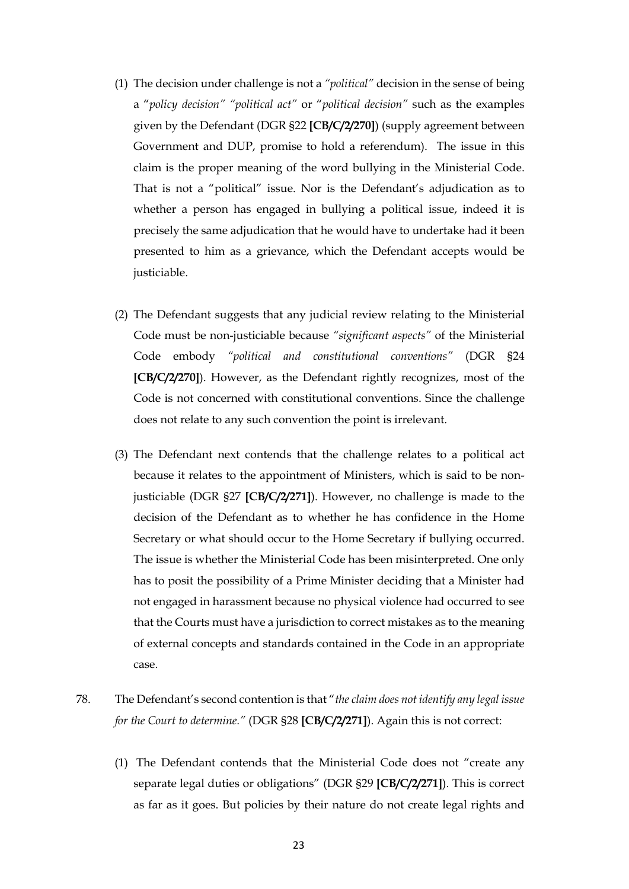(1) The decision under challenge is not a *"political"* decision in the sense of being a "*policy decision" "political act"* or "*political decision"* such as the examples given by the Defendant (DGR §22 **[CB/C/2/270]**) (supply agreement between Government and DUP, promise to hold a referendum). The issue in this claim is the proper meaning of the word bullying in the Ministerial Code. That is not a "political" issue. Nor is the Defendant's adjudication as to whether a person has engaged in bullying a political issue, indeed it is precisely the same adjudication that he would have to undertake had it been presented to him as a grievance, which the Defendant accepts would be justiciable.

(2) The Defendant suggests that any judicial review relating to the Ministerial Code must be non-justiciable because *"significant aspects"* of the Ministerial Code embody *"political and constitutional conventions"* (DGR §24 **[CB/C/2/270]**). However, as the Defendant rightly recognizes, most of the Code is not concerned with constitutional conventions. Since the challenge does not relate to any such convention the point is irrelevant.

(3) The Defendant next contends that the challenge relates to a political act because it relates to the appointment of Ministers, which is said to be non-justiciable (DGR §27 **[CB/C/2/271]**). However, no challenge is made to the decision of the Defendant as to whether he has confidence in the Home Secretary or what should occur to the Home Secretary if bullying occurred. The issue is whether the Ministerial Code has been misinterpreted. One only has to posit the possibility of a Prime Minister deciding that a Minister had not engaged in harassment because no physical violence had occurred to see that the Courts must have a jurisdiction to correct mistakes as to the meaning of external concepts and standards contained in the Code in an appropriate case.

78. The Defendant's second contention is that "*the claim does not identify any legal issue for the Court to determine."* (DGR §28 **[CB/C/2/271]**). Again this is not correct:

(1) The Defendant contends that the Ministerial Code does not "create any separate legal duties or obligations" (DGR §29 **[CB/C/2/271]**). This is correct as far as it goes. But policies by their nature do not create legal rights and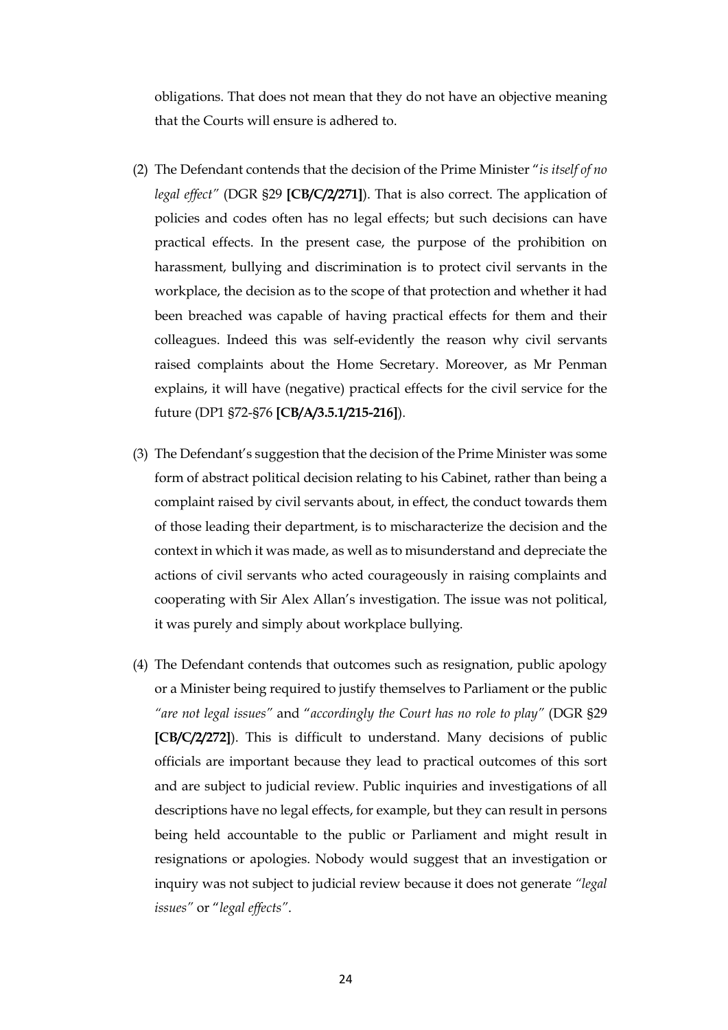obligations. That does not mean that they do not have an objective meaning that the Courts will ensure is adhered to.

(2) The Defendant contends that the decision of the Prime Minister "*is itself of no legal effect*" (DGR §29 **[CB/C/2/271]**). That is also correct. The application of policies and codes often has no legal effects; but such decisions can have practical effects. In the present case, the purpose of the prohibition on harassment, bullying and discrimination is to protect civil servants in the workplace, the decision as to the scope of that protection and whether it had been breached was capable of having practical effects for them and their colleagues. Indeed this was self-evidently the reason why civil servants raised complaints about the Home Secretary. Moreover, as Mr Penman explains, it will have (negative) practical effects for the civil service for the future (DP1 §72-§76 **[CB/A/3.5.1/215-216]**).

(3) The Defendant's suggestion that the decision of the Prime Minister was some form of abstract political decision relating to his Cabinet, rather than being a complaint raised by civil servants about, in effect, the conduct towards them of those leading their department, is to mischaracterize the decision and the context in which it was made, as well as to misunderstand and depreciate the actions of civil servants who acted courageously in raising complaints and cooperating with Sir Alex Allan's investigation. The issue was not political, it was purely and simply about workplace bullying.

(4) The Defendant contends that outcomes such as resignation, public apology or a Minister being required to justify themselves to Parliament or the public *"are not legal issues"* and "*accordingly the Court has no role to play"* (DGR §29 **[CB/C/2/272]**). This is difficult to understand. Many decisions of public officials are important because they lead to practical outcomes of this sort and are subject to judicial review. Public inquiries and investigations of all descriptions have no legal effects, for example, but they can result in persons being held accountable to the public or Parliament and might result in resignations or apologies. Nobody would suggest that an investigation or inquiry was not subject to judicial review because it does not generate *"legal issues"* or "*legal effects*".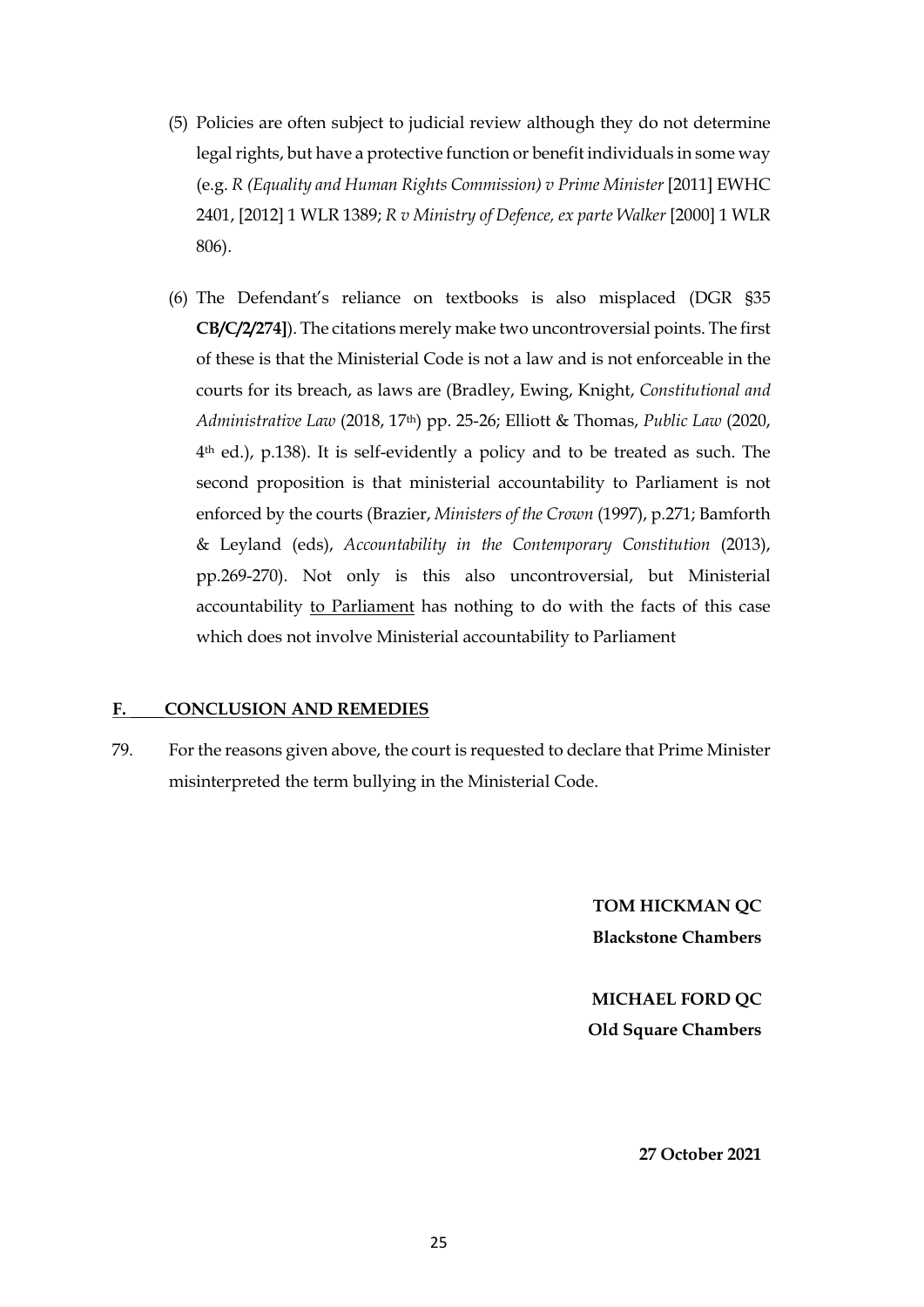(5) Policies are often subject to judicial review although they do not determine legal rights, but have a protective function or benefit individuals in some way (e.g. *R (Equality and Human Rights Commission) v Prime Minister* [2011] EWHC 2401, [2012] 1 WLR 1389; *R v Ministry of Defence, ex parte Walker* [2000] 1 WLR 806).

(6) The Defendant's reliance on textbooks is also misplaced (DGR §35 **CB/C/2/274]**). The citations merely make two uncontroversial points. The first of these is that the Ministerial Code is not a law and is not enforceable in the courts for its breach, as laws are (Bradley, Ewing, Knight, *Constitutional and Administrative Law* (2018, 17th) pp. 25-26; Elliott & Thomas, *Public Law* (2020, 4th ed.), p.138). It is self-evidently a policy and to be treated as such. The second proposition is that ministerial accountability to Parliament is not enforced by the courts (Brazier, *Ministers of the Crown* (1997), p.271; Bamforth & Leyland (eds), *Accountability in the Contemporary Constitution* (2013), pp.269-270). Not only is this also uncontroversial, but Ministerial accountability <u>to Parliament</u> has nothing to do with the facts of this case which does not involve Ministerial accountability to Parliament

## F. CONCLUSION AND REMEDIES

79. For the reasons given above, the court is requested to declare that Prime Minister misinterpreted the term bullying in the Ministerial Code.

**TOM HICKMAN QC**
**Blackstone Chambers**

**MICHAEL FORD QC**
**Old Square Chambers**

**27 October 2021**